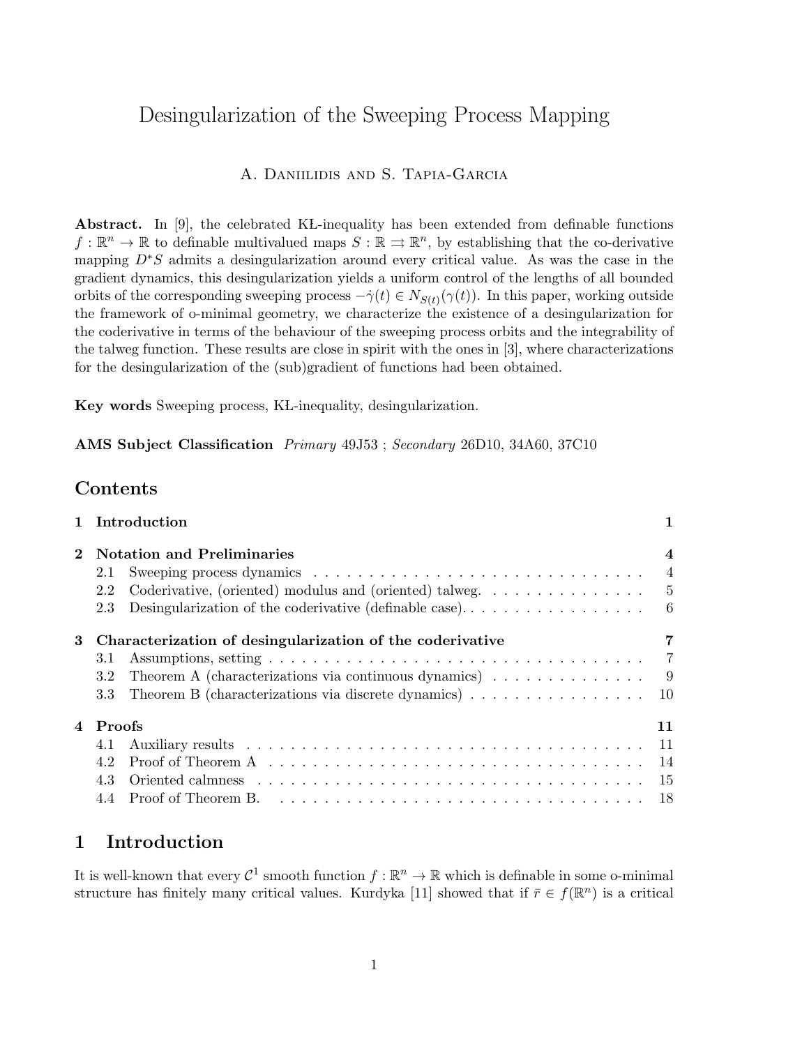# Desingularization of the Sweeping Process Mapping

A. Daniilidis and S. Tapia-Garcia

**Abstract.** In [9], the celebrated KŁ-inequality has been extended from definable functions $f : \mathbb{R}^n \to \mathbb{R}$ to definable multivalued maps $S : \mathbb{R} \rightrightarrows \mathbb{R}^n$, by establishing that the co-derivative mapping $D^*S$ admits a desingularization around every critical value. As was the case in the gradient dynamics, this desingularization yields a uniform control of the lengths of all bounded orbits of the corresponding sweeping process $-\dot{\gamma}(t) \in N_{S(t)}(\gamma(t))$. In this paper, working outside the framework of o-minimal geometry, we characterize the existence of a desingularization for the coderivative in terms of the behaviour of the sweeping process orbits and the integrability of the talweg function. These results are close in spirit with the ones in [3], where characterizations for the desingularization of the (sub)gradient of functions had been obtained.

**Key words** Sweeping process, KŁ-inequality, desingularization.

**AMS Subject Classification** *Primary* 49J53 ; *Secondary* 26D10, 34A60, 37C10

## Contents

1 Introduction — 1

2 Notation and Preliminaries — 4
- 2.1 Sweeping process dynamics — 4
- 2.2 Coderivative, (oriented) modulus and (oriented) talweg. — 5
- 2.3 Desingularization of the coderivative (definable case). — 6

3 Characterization of desingularization of the coderivative — 7
- 3.1 Assumptions, setting — 7
- 3.2 Theorem A (characterizations via continuous dynamics) — 9
- 3.3 Theorem B (characterizations via discrete dynamics) — 10

4 Proofs — 11
- 4.1 Auxiliary results — 11
- 4.2 Proof of Theorem A — 14
- 4.3 Oriented calmness — 15
- 4.4 Proof of Theorem B. — 18

## 1 Introduction

It is well-known that every $\mathcal{C}^1$ smooth function $f : \mathbb{R}^n \to \mathbb{R}$ which is definable in some o-minimal structure has finitely many critical values. Kurdyka [11] showed that if $\bar{r} \in f(\mathbb{R}^n)$ is a critical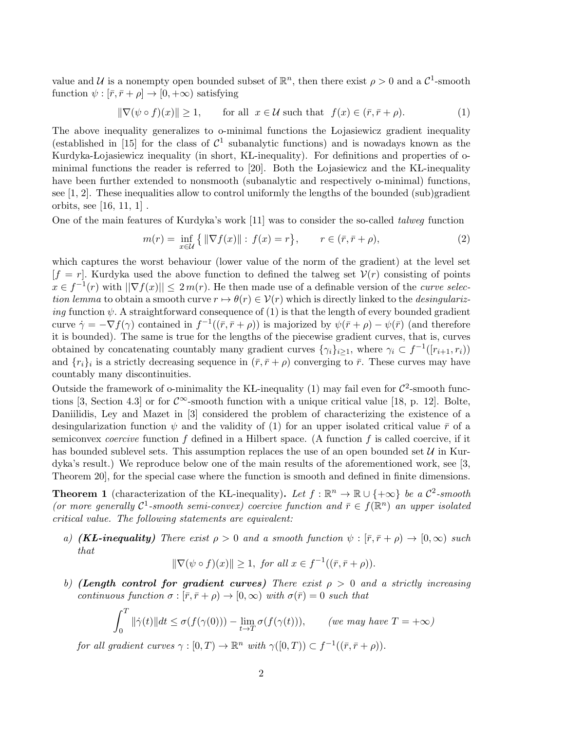value and $\mathcal{U}$ is a nonempty open bounded subset of $\mathbb{R}^n$, then there exist $\rho > 0$ and a $\mathcal{C}^1$-smooth function $\psi : [\bar{r}, \bar{r} + \rho] \to [0, +\infty)$ satisfying

$$\|\nabla(\psi \circ f)(x)\| \geq 1, \qquad \text{for all } \; x \in \mathcal{U} \text{ such that } \; f(x) \in (\bar{r}, \bar{r} + \rho). \tag{1}$$

The above inequality generalizes to o-minimal functions the Łojasiewicz gradient inequality (established in [15] for the class of $\mathcal{C}^1$ subanalytic functions) and is nowadays known as the Kurdyka-Łojasiewicz inequality (in short, KŁ-inequality). For definitions and properties of o-minimal functions the reader is referred to [20]. Both the Łojasiewicz and the KŁ-inequality have been further extended to nonsmooth (subanalytic and respectively o-minimal) functions, see [1, 2]. These inequalities allow to control uniformly the lengths of the bounded (sub)gradient orbits, see [16, 11, 1] .

One of the main features of Kurdyka's work [11] was to consider the so-called *talweg* function

$$m(r) = \inf_{x \in \mathcal{U}} \big\{ \|\nabla f(x)\| : \, f(x) = r \big\}, \qquad r \in (\bar{r}, \bar{r} + \rho), \tag{2}$$

which captures the worst behaviour (lower value of the norm of the gradient) at the level set $[f = r]$. Kurdyka used the above function to defined the talweg set $\mathcal{V}(r)$ consisting of points $x \in f^{-1}(r)$ with $||\nabla f(x)|| \leq 2\, m(r)$. He then made use of a definable version of the *curve selection lemma* to obtain a smooth curve $r \mapsto \theta(r) \in \mathcal{V}(r)$ which is directly linked to the *desingularizing* function $\psi$. A straightforward consequence of (1) is that the length of every bounded gradient curve $\dot{\gamma} = -\nabla f(\gamma)$ contained in $f^{-1}((\bar{r}, \bar{r} + \rho))$ is majorized by $\psi(\bar{r} + \rho) - \psi(\bar{r})$ (and therefore it is bounded). The same is true for the lengths of the piecewise gradient curves, that is, curves obtained by concatenating countably many gradient curves $\{\gamma_i\}_{i \geq 1}$, where $\gamma_i \subset f^{-1}([r_{i+1}, r_i))$ and $\{r_i\}_i$ is a strictly decreasing sequence in $(\bar{r}, \bar{r} + \rho)$ converging to $\bar{r}$. These curves may have countably many discontinuities.

Outside the framework of o-minimality the KŁ-inequality (1) may fail even for $\mathcal{C}^2$-smooth functions [3, Section 4.3] or for $\mathcal{C}^\infty$-smooth function with a unique critical value [18, p. 12]. Bolte, Daniilidis, Ley and Mazet in [3] considered the problem of characterizing the existence of a desingularization function $\psi$ and the validity of (1) for an upper isolated critical value $\bar{r}$ of a semiconvex *coercive* function $f$ defined in a Hilbert space. (A function $f$ is called coercive, if it has bounded sublevel sets. This assumption replaces the use of an open bounded set $\mathcal{U}$ in Kurdyka's result.) We reproduce below one of the main results of the aforementioned work, see [3, Theorem 20], for the special case where the function is smooth and defined in finite dimensions.

**Theorem 1** (characterization of the KŁ-inequality)**.** *Let $f : \mathbb{R}^n \to \mathbb{R} \cup \{+\infty\}$ be a $\mathcal{C}^2$-smooth (or more generally $\mathcal{C}^1$-smooth semi-convex) coercive function and $\bar{r} \in f(\mathbb{R}^n)$ an upper isolated critical value. The following statements are equivalent:*

*a)* ***(KŁ-inequality)*** *There exist $\rho > 0$ and a smooth function $\psi : [\bar{r}, \bar{r} + \rho) \to [0, \infty)$ such that*

$$\|\nabla(\psi \circ f)(x)\| \geq 1, \; \textit{for all } x \in f^{-1}((\bar{r}, \bar{r} + \rho)).$$

*b)* ***(Length control for gradient curves)*** *There exist $\rho > 0$ and a strictly increasing continuous function $\sigma : [\bar{r}, \bar{r} + \rho) \to [0, \infty)$ with $\sigma(\bar{r}) = 0$ such that*

$$\int_0^T \|\dot{\gamma}(t)\| dt \leq \sigma(f(\gamma(0))) - \lim_{t \to T} \sigma(f(\gamma(t))), \qquad \textit{(we may have } T = +\infty\textit{)}$$

*for all gradient curves $\gamma : [0, T) \to \mathbb{R}^n$ with $\gamma([0, T)) \subset f^{-1}((\bar{r}, \bar{r} + \rho))$.*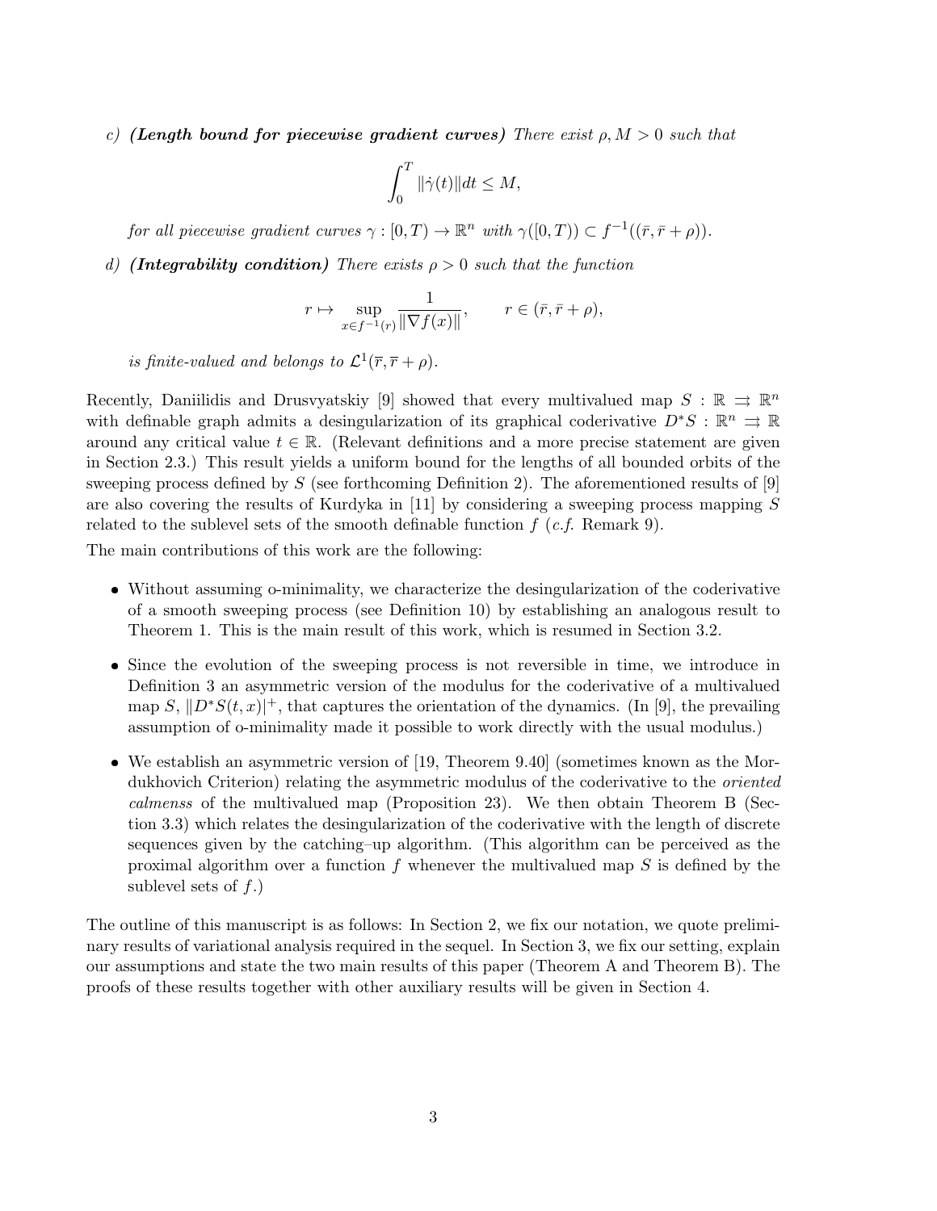c) ***(Length bound for piecewise gradient curves)*** *There exist* $\rho, M > 0$ *such that*

$$\int_0^T \|\dot{\gamma}(t)\| dt \leq M,$$

*for all piecewise gradient curves* $\gamma : [0, T) \to \mathbb{R}^n$ *with* $\gamma([0, T)) \subset f^{-1}((\bar{r}, \bar{r} + \rho))$.

d) ***(Integrability condition)*** *There exists* $\rho > 0$ *such that the function*

$$r \mapsto \sup_{x \in f^{-1}(r)} \frac{1}{\|\nabla f(x)\|}, \qquad r \in (\bar{r}, \bar{r} + \rho),$$

*is finite-valued and belongs to* $\mathcal{L}^1(\overline{r}, \overline{r} + \rho)$.

Recently, Daniilidis and Drusvyatskiy [9] showed that every multivalued map $S : \mathbb{R} \rightrightarrows \mathbb{R}^n$ with definable graph admits a desingularization of its graphical coderivative $D^*S : \mathbb{R}^n \rightrightarrows \mathbb{R}$ around any critical value $t \in \mathbb{R}$. (Relevant definitions and a more precise statement are given in Section 2.3.) This result yields a uniform bound for the lengths of all bounded orbits of the sweeping process defined by $S$ (see forthcoming Definition 2). The aforementioned results of [9] are also covering the results of Kurdyka in [11] by considering a sweeping process mapping $S$ related to the sublevel sets of the smooth definable function $f$ (*c.f.* Remark 9).

The main contributions of this work are the following:

- Without assuming o-minimality, we characterize the desingularization of the coderivative of a smooth sweeping process (see Definition 10) by establishing an analogous result to Theorem 1. This is the main result of this work, which is resumed in Section 3.2.
- Since the evolution of the sweeping process is not reversible in time, we introduce in Definition 3 an asymmetric version of the modulus for the coderivative of a multivalued map $S$, $\|D^*S(t, x)|^+$, that captures the orientation of the dynamics. (In [9], the prevailing assumption of o-minimality made it possible to work directly with the usual modulus.)
- We establish an asymmetric version of [19, Theorem 9.40] (sometimes known as the Mordukhovich Criterion) relating the asymmetric modulus of the coderivative to the *oriented calmenss* of the multivalued map (Proposition 23). We then obtain Theorem B (Section 3.3) which relates the desingularization of the coderivative with the length of discrete sequences given by the catching–up algorithm. (This algorithm can be perceived as the proximal algorithm over a function $f$ whenever the multivalued map $S$ is defined by the sublevel sets of $f$.)

The outline of this manuscript is as follows: In Section 2, we fix our notation, we quote preliminary results of variational analysis required in the sequel. In Section 3, we fix our setting, explain our assumptions and state the two main results of this paper (Theorem A and Theorem B). The proofs of these results together with other auxiliary results will be given in Section 4.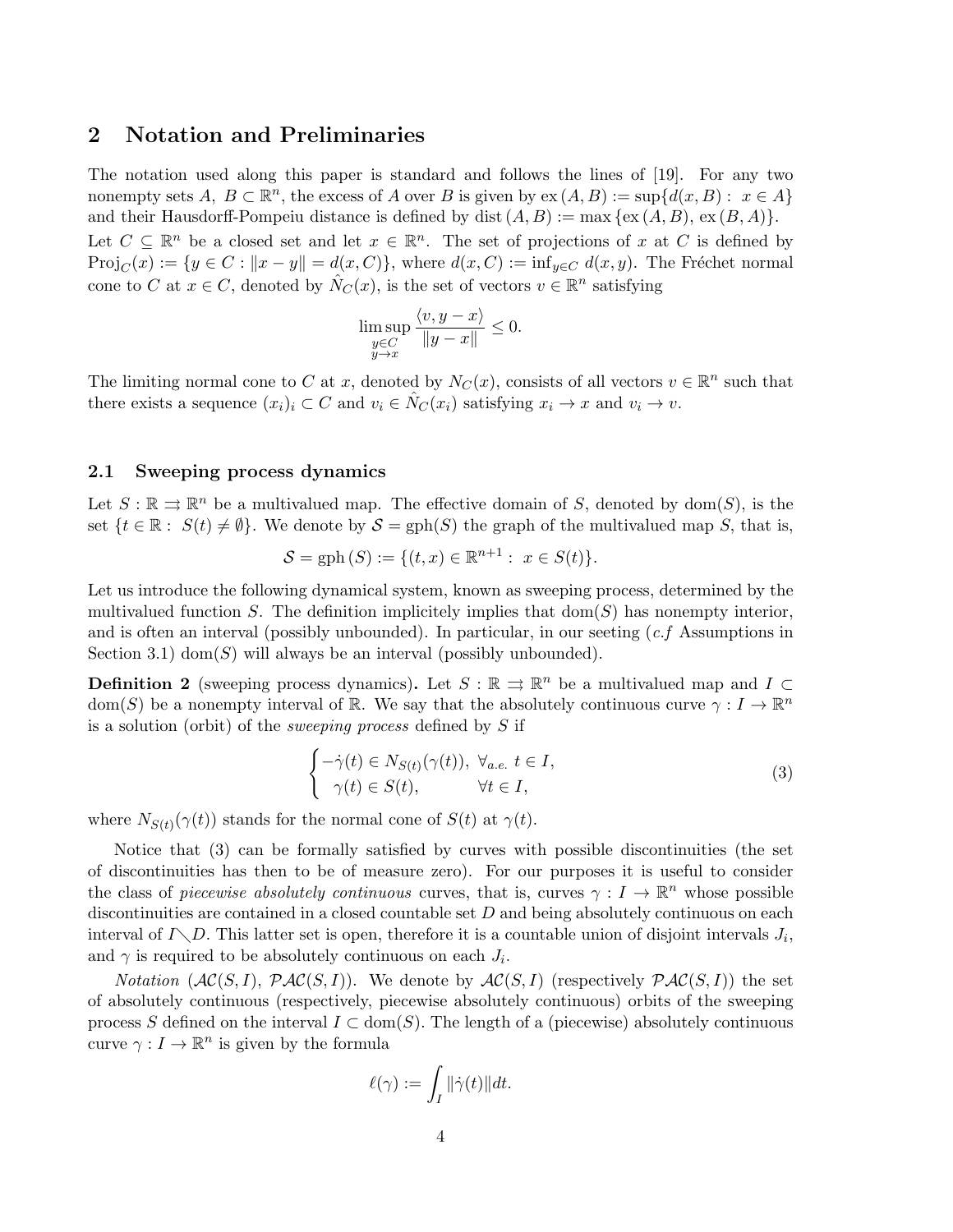## 2 Notation and Preliminaries

The notation used along this paper is standard and follows the lines of [19]. For any two nonempty sets $A,\ B \subset \mathbb{R}^n$, the excess of $A$ over $B$ is given by $\mathrm{ex}\,(A,B) := \sup\{d(x,B) :\ x \in A\}$ and their Hausdorff-Pompeiu distance is defined by $\mathrm{dist}\,(A,B) := \max\{\mathrm{ex}\,(A,B),\ \mathrm{ex}\,(B,A)\}$.

Let $C \subseteq \mathbb{R}^n$ be a closed set and let $x \in \mathbb{R}^n$. The set of projections of $x$ at $C$ is defined by $\mathrm{Proj}_C(x) := \{y \in C : \|x - y\| = d(x,C)\}$, where $d(x,C) := \inf_{y\in C} d(x,y)$. The Fréchet normal cone to $C$ at $x \in C$, denoted by $\hat{N}_C(x)$, is the set of vectors $v \in \mathbb{R}^n$ satisfying

$$\limsup_{\substack{y\in C\\ y\to x}} \frac{\langle v, y - x\rangle}{\|y - x\|} \leq 0.$$

The limiting normal cone to $C$ at $x$, denoted by $N_C(x)$, consists of all vectors $v \in \mathbb{R}^n$ such that there exists a sequence $(x_i)_i \subset C$ and $v_i \in \hat{N}_C(x_i)$ satisfying $x_i \to x$ and $v_i \to v$.

### 2.1 Sweeping process dynamics

Let $S : \mathbb{R} \rightrightarrows \mathbb{R}^n$ be a multivalued map. The effective domain of $S$, denoted by $\mathrm{dom}(S)$, is the set $\{t \in \mathbb{R} :\ S(t) \neq \emptyset\}$. We denote by $\mathcal{S} = \mathrm{gph}(S)$ the graph of the multivalued map $S$, that is,

$$\mathcal{S} = \mathrm{gph}\,(S) := \{(t,x) \in \mathbb{R}^{n+1} :\ x \in S(t)\}.$$

Let us introduce the following dynamical system, known as sweeping process, determined by the multivalued function $S$. The definition implicitely implies that $\mathrm{dom}(S)$ has nonempty interior, and is often an interval (possibly unbounded). In particular, in our seeting (*c.f* Assumptions in Section 3.1) $\mathrm{dom}(S)$ will always be an interval (possibly unbounded).

**Definition 2** (sweeping process dynamics)**.** Let $S : \mathbb{R} \rightrightarrows \mathbb{R}^n$ be a multivalued map and $I \subset \mathrm{dom}(S)$ be a nonempty interval of $\mathbb{R}$. We say that the absolutely continuous curve $\gamma : I \to \mathbb{R}^n$ is a solution (orbit) of the *sweeping process* defined by $S$ if

$$\begin{cases} -\dot{\gamma}(t) \in N_{S(t)}(\gamma(t)), \ \forall_{a.e.}\ t \in I, \\ \ \ \gamma(t) \in S(t), \qquad\qquad \forall t \in I, \end{cases} \tag{3}$$

where $N_{S(t)}(\gamma(t))$ stands for the normal cone of $S(t)$ at $\gamma(t)$.

Notice that (3) can be formally satisfied by curves with possible discontinuities (the set of discontinuities has then to be of measure zero). For our purposes it is useful to consider the class of *piecewise absolutely continuous* curves, that is, curves $\gamma : I \to \mathbb{R}^n$ whose possible discontinuities are contained in a closed countable set $D$ and being absolutely continuous on each interval of $I \setminus D$. This latter set is open, therefore it is a countable union of disjoint intervals $J_i$, and $\gamma$ is required to be absolutely continuous on each $J_i$.

*Notation* ($\mathcal{AC}(S,I)$, $\mathcal{PAC}(S,I)$). We denote by $\mathcal{AC}(S,I)$ (respectively $\mathcal{PAC}(S,I)$) the set of absolutely continuous (respectively, piecewise absolutely continuous) orbits of the sweeping process $S$ defined on the interval $I \subset \mathrm{dom}(S)$. The length of a (piecewise) absolutely continuous curve $\gamma : I \to \mathbb{R}^n$ is given by the formula

$$\ell(\gamma) := \int_I \|\dot{\gamma}(t)\| dt.$$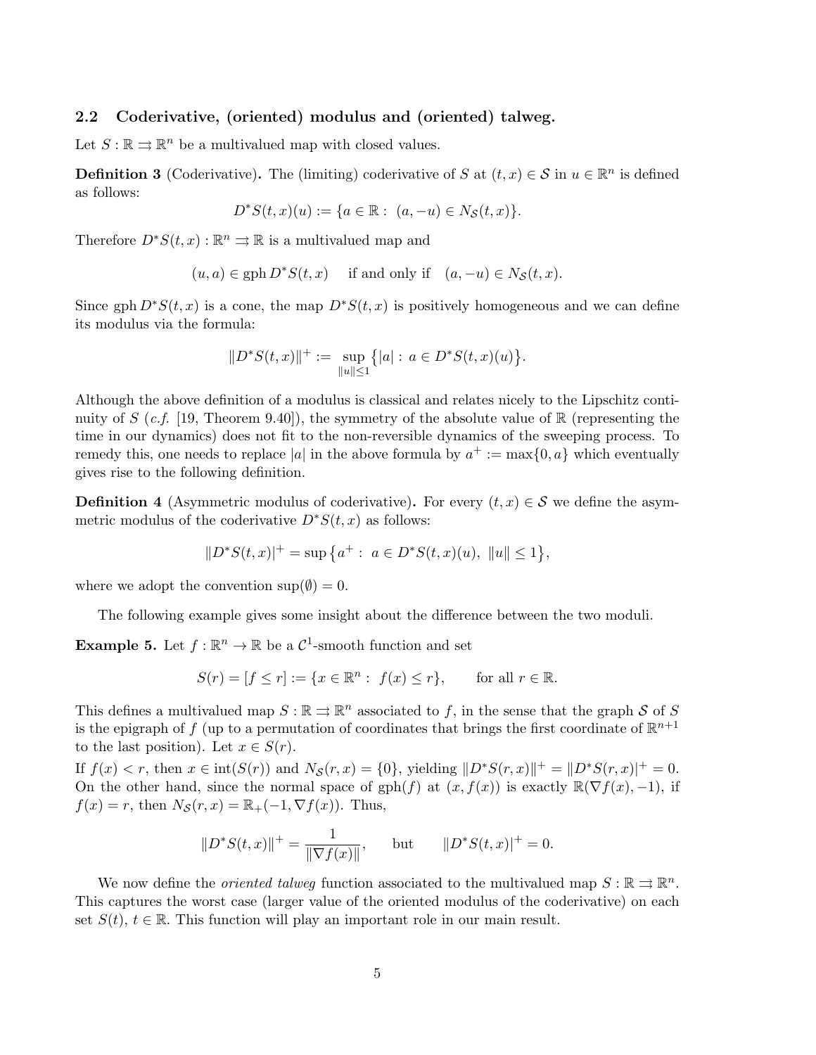### 2.2 Coderivative, (oriented) modulus and (oriented) talweg.

Let $S : \mathbb{R} \rightrightarrows \mathbb{R}^n$ be a multivalued map with closed values.

**Definition 3** (Coderivative)**.** The (limiting) coderivative of $S$ at $(t, x) \in \mathcal{S}$ in $u \in \mathbb{R}^n$ is defined as follows:

$$D^*S(t, x)(u) := \{a \in \mathbb{R} : \ (a, -u) \in N_{\mathcal{S}}(t, x)\}.$$

Therefore $D^*S(t, x) : \mathbb{R}^n \rightrightarrows \mathbb{R}$ is a multivalued map and

$$(u, a) \in \operatorname{gph} D^*S(t, x) \quad \text{ if and only if } \quad (a, -u) \in N_{\mathcal{S}}(t, x).$$

Since $\operatorname{gph} D^*S(t, x)$ is a cone, the map $D^*S(t, x)$ is positively homogeneous and we can define its modulus via the formula:

$$\|D^*S(t, x)\|^+ := \sup_{\|u\| \leq 1} \big\{|a| : \ a \in D^*S(t, x)(u)\big\}.$$

Although the above definition of a modulus is classical and relates nicely to the Lipschitz continuity of $S$ (*c.f.* [19, Theorem 9.40]), the symmetry of the absolute value of $\mathbb{R}$ (representing the time in our dynamics) does not fit to the non-reversible dynamics of the sweeping process. To remedy this, one needs to replace $|a|$ in the above formula by $a^+ := \max\{0, a\}$ which eventually gives rise to the following definition.

**Definition 4** (Asymmetric modulus of coderivative)**.** For every $(t, x) \in \mathcal{S}$ we define the asymmetric modulus of the coderivative $D^*S(t, x)$ as follows:

$$\|D^*S(t, x)|^+ = \sup \big\{a^+ : \ a \in D^*S(t, x)(u), \ \|u\| \leq 1\big\},$$

where we adopt the convention $\sup(\emptyset) = 0$.

The following example gives some insight about the difference between the two moduli.

**Example 5.** Let $f : \mathbb{R}^n \to \mathbb{R}$ be a $\mathcal{C}^1$-smooth function and set

$$S(r) = [f \leq r] := \{x \in \mathbb{R}^n : \ f(x) \leq r\}, \qquad \text{for all } r \in \mathbb{R}.$$

This defines a multivalued map $S : \mathbb{R} \rightrightarrows \mathbb{R}^n$ associated to $f$, in the sense that the graph $\mathcal{S}$ of $S$ is the epigraph of $f$ (up to a permutation of coordinates that brings the first coordinate of $\mathbb{R}^{n+1}$ to the last position). Let $x \in S(r)$.

If $f(x) < r$, then $x \in \operatorname{int}(S(r))$ and $N_{\mathcal{S}}(r, x) = \{0\}$, yielding $\|D^*S(r, x)\|^+ = \|D^*S(r, x)|^+ = 0$. On the other hand, since the normal space of $\operatorname{gph}(f)$ at $(x, f(x))$ is exactly $\mathbb{R}(\nabla f(x), -1)$, if $f(x) = r$, then $N_{\mathcal{S}}(r, x) = \mathbb{R}_+(-1, \nabla f(x))$. Thus,

$$\|D^*S(t, x)\|^+ = \frac{1}{\|\nabla f(x)\|}, \qquad \text{but} \qquad \|D^*S(t, x)|^+ = 0.$$

We now define the *oriented talweg* function associated to the multivalued map $S : \mathbb{R} \rightrightarrows \mathbb{R}^n$. This captures the worst case (larger value of the oriented modulus of the coderivative) on each set $S(t)$, $t \in \mathbb{R}$. This function will play an important role in our main result.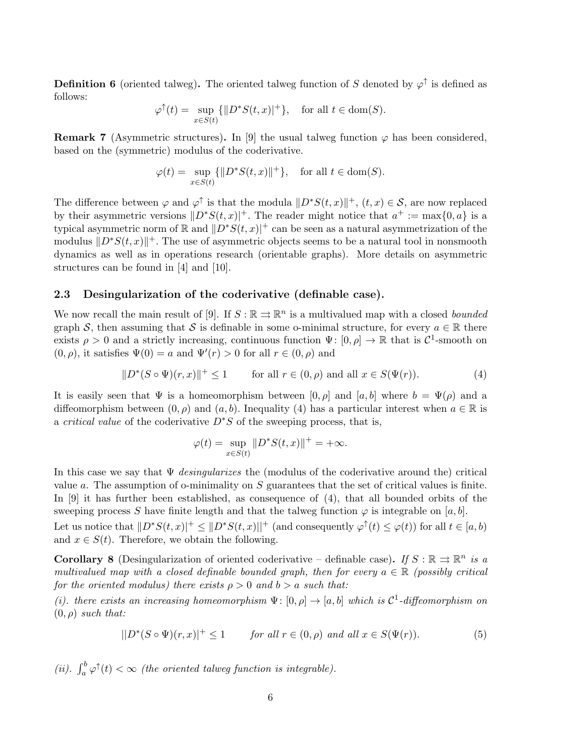**Definition 6** (oriented talweg)**.** The oriented talweg function of $S$ denoted by $\varphi^{\uparrow}$ is defined as follows:

$$\varphi^{\uparrow}(t) = \sup_{x \in S(t)} \{\|D^*S(t,x)|^+\}, \quad \text{for all } t \in \mathrm{dom}(S).$$

**Remark 7** (Asymmetric structures)**.** In [9] the usual talweg function $\varphi$ has been considered, based on the (symmetric) modulus of the coderivative.

$$\varphi(t) = \sup_{x \in S(t)} \{\|D^*S(t,x)\|^+\}, \quad \text{for all } t \in \mathrm{dom}(S).$$

The difference between $\varphi$ and $\varphi^{\uparrow}$ is that the modula $\|D^*S(t,x)\|^+$, $(t,x) \in \mathcal{S}$, are now replaced by their asymmetric versions $\|D^*S(t,x)|^+$. The reader might notice that $a^+ := \max\{0, a\}$ is a typical asymmetric norm of $\mathbb{R}$ and $\|D^*S(t,x)|^+$ can be seen as a natural asymmetrization of the modulus $\|D^*S(t,x)\|^+$. The use of asymmetric objects seems to be a natural tool in nonsmooth dynamics as well as in operations research (orientable graphs). More details on asymmetric structures can be found in [4] and [10].

### 2.3 Desingularization of the coderivative (definable case).

We now recall the main result of [9]. If $S : \mathbb{R} \rightrightarrows \mathbb{R}^n$ is a multivalued map with a closed *bounded* graph $\mathcal{S}$, then assuming that $\mathcal{S}$ is definable in some o-minimal structure, for every $a \in \mathbb{R}$ there exists $\rho > 0$ and a strictly increasing, continuous function $\Psi : [0, \rho] \to \mathbb{R}$ that is $\mathcal{C}^1$-smooth on $(0, \rho)$, it satisfies $\Psi(0) = a$ and $\Psi'(r) > 0$ for all $r \in (0, \rho)$ and

$$\|D^*(S \circ \Psi)(r,x)\|^+ \leq 1 \qquad \text{for all } r \in (0,\rho) \text{ and all } x \in S(\Psi(r)). \tag{4}$$

It is easily seen that $\Psi$ is a homeomorphism between $[0, \rho]$ and $[a, b]$ where $b = \Psi(\rho)$ and a diffeomorphism between $(0, \rho)$ and $(a, b)$. Inequality (4) has a particular interest when $a \in \mathbb{R}$ is a *critical value* of the coderivative $D^*S$ of the sweeping process, that is,

$$\varphi(t) = \sup_{x \in S(t)} \|D^*S(t,x)\|^+ = +\infty.$$

In this case we say that $\Psi$ *desingularizes* the (modulus of the coderivative around the) critical value $a$. The assumption of o-minimality on $S$ guarantees that the set of critical values is finite. In [9] it has further been established, as consequence of (4), that all bounded orbits of the sweeping process $S$ have finite length and that the talweg function $\varphi$ is integrable on $[a, b]$.

Let us notice that $\|D^*S(t,x)|^+ \leq \|D^*S(t,x)||^+$ (and consequently $\varphi^{\uparrow}(t) \leq \varphi(t)$) for all $t \in [a, b)$ and $x \in S(t)$. Therefore, we obtain the following.

**Corollary 8** (Desingularization of oriented coderivative – definable case)**.** *If $S : \mathbb{R} \rightrightarrows \mathbb{R}^n$ is a multivalued map with a closed definable bounded graph, then for every $a \in \mathbb{R}$ (possibly critical for the oriented modulus) there exists $\rho > 0$ and $b > a$ such that:*

*(i). there exists an increasing homeomorphism $\Psi : [0, \rho] \to [a, b]$ which is $\mathcal{C}^1$-diffeomorphism on $(0, \rho)$ such that:*

$$||D^*(S \circ \Psi)(r,x)|^+ \leq 1 \qquad \text{for all } r \in (0,\rho) \text{ and all } x \in S(\Psi(r)). \tag{5}$$

*(ii). $\int_a^b \varphi^{\uparrow}(t) < \infty$ (the oriented talweg function is integrable).*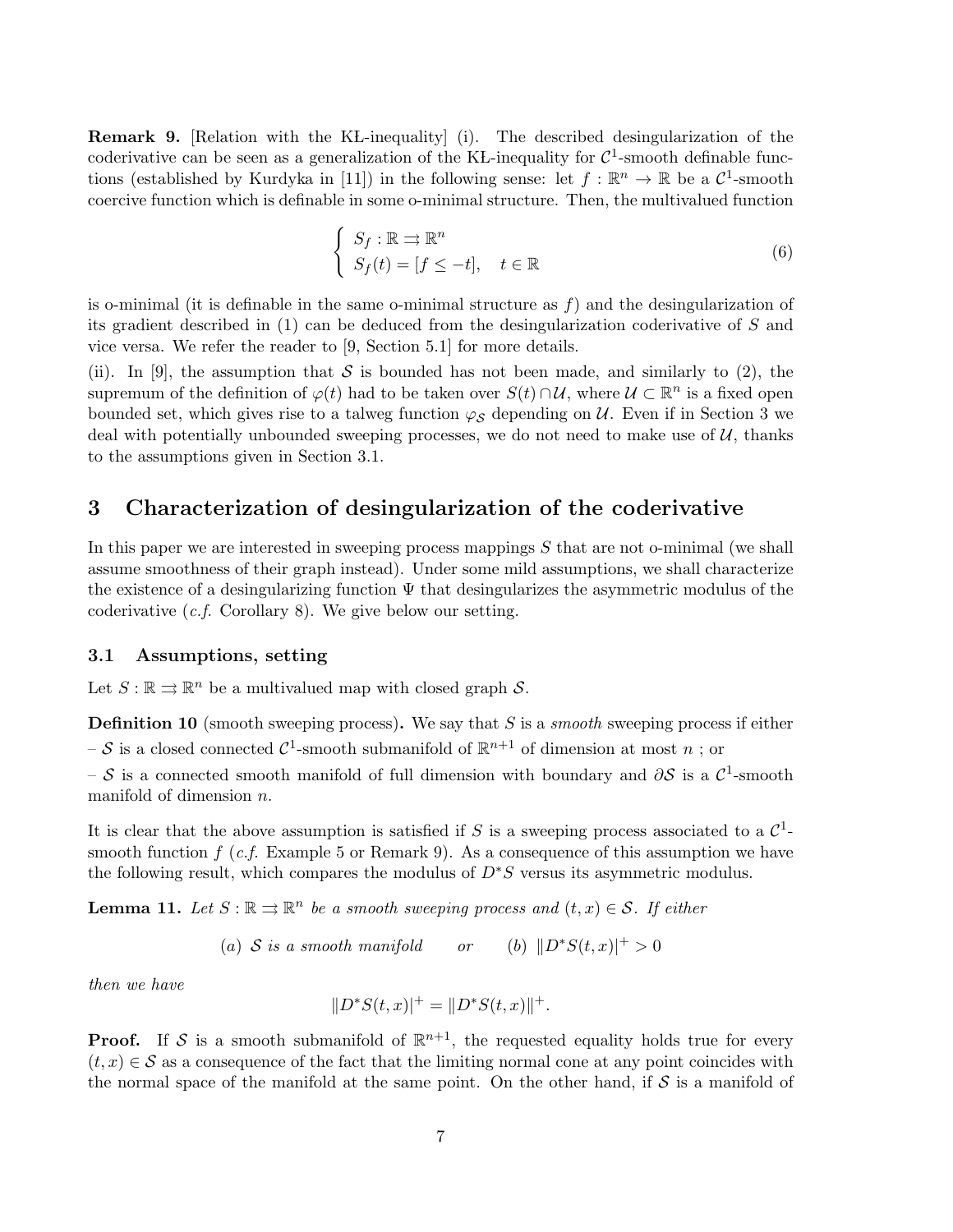**Remark 9.** [Relation with the KŁ-inequality] (i). The described desingularization of the coderivative can be seen as a generalization of the KŁ-inequality for $\mathcal{C}^1$-smooth definable functions (established by Kurdyka in [11]) in the following sense: let $f : \mathbb{R}^n \to \mathbb{R}$ be a $\mathcal{C}^1$-smooth coercive function which is definable in some o-minimal structure. Then, the multivalued function

$$\begin{cases} S_f : \mathbb{R} \rightrightarrows \mathbb{R}^n \\ S_f(t) = [f \leq -t], \quad t \in \mathbb{R} \end{cases} \tag{6}$$

is o-minimal (it is definable in the same o-minimal structure as $f$) and the desingularization of its gradient described in (1) can be deduced from the desingularization coderivative of $S$ and vice versa. We refer the reader to [9, Section 5.1] for more details.

(ii). In [9], the assumption that $\mathcal{S}$ is bounded has not been made, and similarly to (2), the supremum of the definition of $\varphi(t)$ had to be taken over $S(t) \cap \mathcal{U}$, where $\mathcal{U} \subset \mathbb{R}^n$ is a fixed open bounded set, which gives rise to a talweg function $\varphi_{\mathcal{S}}$ depending on $\mathcal{U}$. Even if in Section 3 we deal with potentially unbounded sweeping processes, we do not need to make use of $\mathcal{U}$, thanks to the assumptions given in Section 3.1.

## 3 Characterization of desingularization of the coderivative

In this paper we are interested in sweeping process mappings $S$ that are not o-minimal (we shall assume smoothness of their graph instead). Under some mild assumptions, we shall characterize the existence of a desingularizing function $\Psi$ that desingularizes the asymmetric modulus of the coderivative (*c.f.* Corollary 8). We give below our setting.

### 3.1 Assumptions, setting

Let $S : \mathbb{R} \rightrightarrows \mathbb{R}^n$ be a multivalued map with closed graph $\mathcal{S}$.

**Definition 10** (smooth sweeping process)**.** We say that $S$ is a *smooth* sweeping process if either

– $\mathcal{S}$ is a closed connected $\mathcal{C}^1$-smooth submanifold of $\mathbb{R}^{n+1}$ of dimension at most $n$ ; or

– $\mathcal{S}$ is a connected smooth manifold of full dimension with boundary and $\partial\mathcal{S}$ is a $\mathcal{C}^1$-smooth manifold of dimension $n$.

It is clear that the above assumption is satisfied if $S$ is a sweeping process associated to a $\mathcal{C}^1$-smooth function $f$ (*c.f.* Example 5 or Remark 9). As a consequence of this assumption we have the following result, which compares the modulus of $D^*S$ versus its asymmetric modulus.

**Lemma 11.** *Let $S : \mathbb{R} \rightrightarrows \mathbb{R}^n$ be a smooth sweeping process and $(t, x) \in \mathcal{S}$. If either*

$$(a) \ \mathcal{S} \text{ is a smooth manifold} \qquad or \qquad (b) \ \|D^*S(t,x)|^+ > 0$$

*then we have*

$$\|D^*S(t,x)|^+ = \|D^*S(t,x)\|^+.$$

**Proof.** If $\mathcal{S}$ is a smooth submanifold of $\mathbb{R}^{n+1}$, the requested equality holds true for every $(t, x) \in \mathcal{S}$ as a consequence of the fact that the limiting normal cone at any point coincides with the normal space of the manifold at the same point. On the other hand, if $\mathcal{S}$ is a manifold of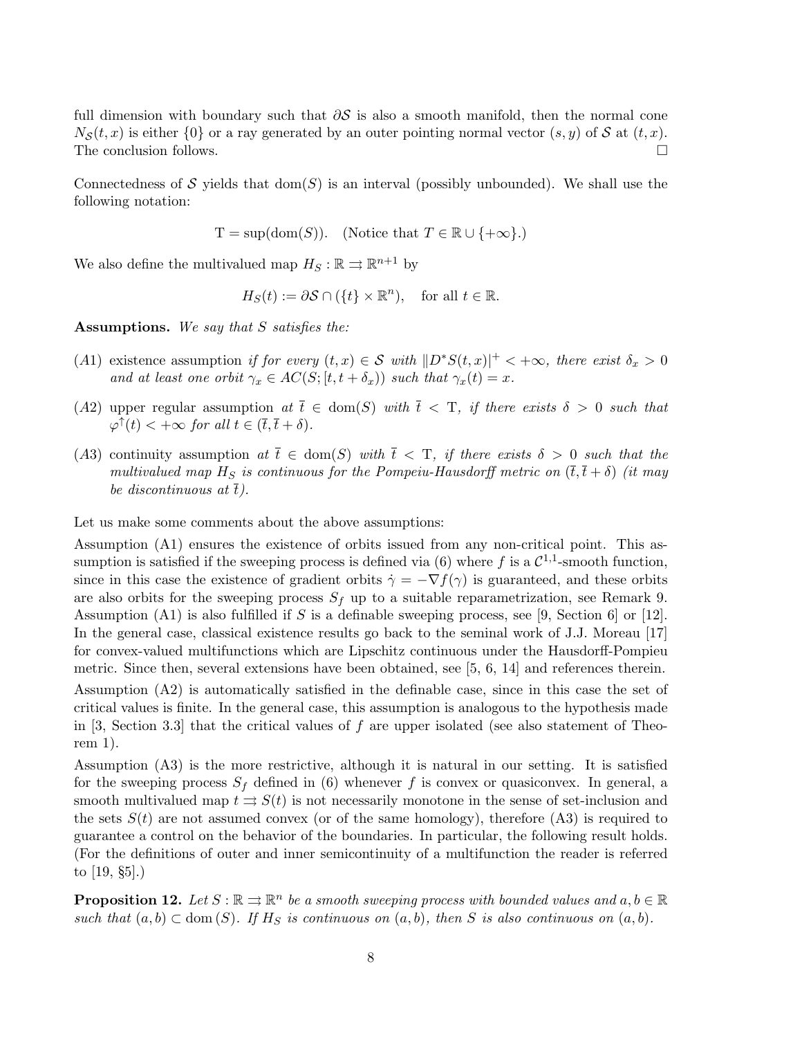full dimension with boundary such that $\partial\mathcal{S}$ is also a smooth manifold, then the normal cone $N_{\mathcal{S}}(t,x)$ is either $\{0\}$ or a ray generated by an outer pointing normal vector $(s,y)$ of $\mathcal{S}$ at $(t,x)$. The conclusion follows. $\square$

Connectedness of $\mathcal{S}$ yields that $\mathrm{dom}(S)$ is an interval (possibly unbounded). We shall use the following notation:

$$\mathrm{T} = \sup(\mathrm{dom}(S)). \quad \text{(Notice that } T \in \mathbb{R}\cup\{+\infty\}.\text{)}$$

We also define the multivalued map $H_S : \mathbb{R} \rightrightarrows \mathbb{R}^{n+1}$ by

$$H_S(t) := \partial\mathcal{S} \cap (\{t\}\times\mathbb{R}^n), \quad \text{for all } t \in \mathbb{R}.$$

**Assumptions.** *We say that $S$ satisfies the:*

- $(A1)$ existence assumption *if for every $(t,x) \in \mathcal{S}$ with $\|D^*S(t,x)\|^+ < +\infty$, there exist $\delta_x > 0$ and at least one orbit $\gamma_x \in AC(S;[t,t+\delta_x))$ such that $\gamma_x(t) = x$.*
- $(A2)$ upper regular assumption *at $\bar{t} \in \mathrm{dom}(S)$ with $\bar{t} < \mathrm{T}$, if there exists $\delta > 0$ such that $\varphi^{\uparrow}(t) < +\infty$ for all $t \in (\bar{t},\bar{t}+\delta)$.*
- $(A3)$ continuity assumption *at $\bar{t} \in \mathrm{dom}(S)$ with $\bar{t} < \mathrm{T}$, if there exists $\delta > 0$ such that the multivalued map $H_S$ is continuous for the Pompeiu-Hausdorff metric on $(\bar{t},\bar{t}+\delta)$ (it may be discontinuous at $\bar{t}$).*

Let us make some comments about the above assumptions:

Assumption (A1) ensures the existence of orbits issued from any non-critical point. This assumption is satisfied if the sweeping process is defined via (6) where $f$ is a $\mathcal{C}^{1,1}$-smooth function, since in this case the existence of gradient orbits $\dot{\gamma} = -\nabla f(\gamma)$ is guaranteed, and these orbits are also orbits for the sweeping process $S_f$ up to a suitable reparametrization, see Remark 9. Assumption (A1) is also fulfilled if $S$ is a definable sweeping process, see [9, Section 6] or [12]. In the general case, classical existence results go back to the seminal work of J.J. Moreau [17] for convex-valued multifunctions which are Lipschitz continuous under the Hausdorff-Pompeiu metric. Since then, several extensions have been obtained, see [5, 6, 14] and references therein.

Assumption (A2) is automatically satisfied in the definable case, since in this case the set of critical values is finite. In the general case, this assumption is analogous to the hypothesis made in [3, Section 3.3] that the critical values of $f$ are upper isolated (see also statement of Theorem 1).

Assumption (A3) is the more restrictive, although it is natural in our setting. It is satisfied for the sweeping process $S_f$ defined in (6) whenever $f$ is convex or quasiconvex. In general, a smooth multivalued map $t \rightrightarrows S(t)$ is not necessarily monotone in the sense of set-inclusion and the sets $S(t)$ are not assumed convex (or of the same homology), therefore (A3) is required to guarantee a control on the behavior of the boundaries. In particular, the following result holds. (For the definitions of outer and inner semicontinuity of a multifunction the reader is referred to [19, §5].)

**Proposition 12.** *Let $S : \mathbb{R} \rightrightarrows \mathbb{R}^n$ be a smooth sweeping process with bounded values and $a,b \in \mathbb{R}$ such that $(a,b) \subset \mathrm{dom}(S)$. If $H_S$ is continuous on $(a,b)$, then $S$ is also continuous on $(a,b)$.*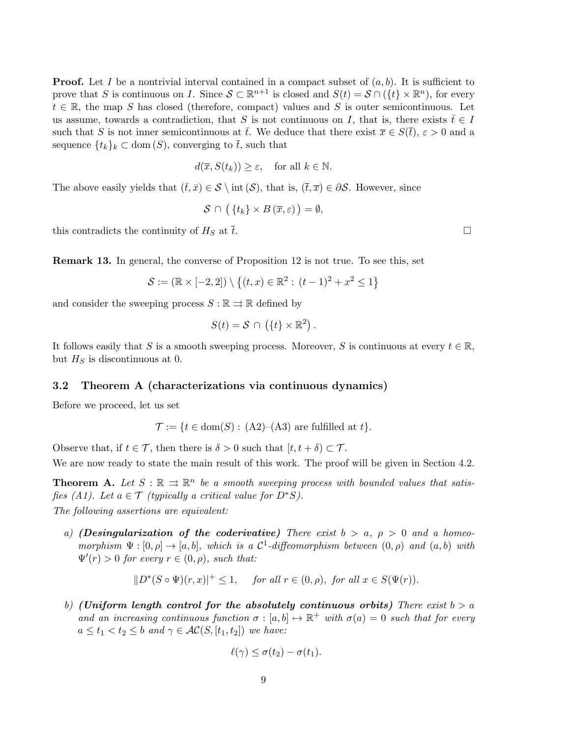**Proof.** Let $I$ be a nontrivial interval contained in a compact subset of $(a, b)$. It is sufficient to prove that $S$ is continuous on $I$. Since $\mathcal{S} \subset \mathbb{R}^{n+1}$ is closed and $S(t) = \mathcal{S} \cap (\{t\} \times \mathbb{R}^n)$, for every $t \in \mathbb{R}$, the map $S$ has closed (therefore, compact) values and $S$ is outer semicontinuous. Let us assume, towards a contradiction, that $S$ is not continuous on $I$, that is, there exists $\bar{t} \in I$ such that $S$ is not inner semicontinuous at $\bar{t}$. We deduce that there exist $\overline{x} \in S(\bar{t})$, $\varepsilon > 0$ and a sequence $\{t_k\}_k \subset \operatorname{dom}(S)$, converging to $\bar{t}$, such that

$$d(\overline{x}, S(t_k)) \geq \varepsilon, \quad \text{for all } k \in \mathbb{N}.$$

The above easily yields that $(\bar{t}, \bar{x}) \in \mathcal{S} \setminus \operatorname{int}(\mathcal{S})$, that is, $(\bar{t}, \bar{x}) \in \partial\mathcal{S}$. However, since

$$\mathcal{S} \cap \big( \{t_k\} \times B(\overline{x}, \varepsilon) \big) = \emptyset,$$

this contradicts the continuity of $H_S$ at $\bar{t}$. $\square$

**Remark 13.** In general, the converse of Proposition 12 is not true. To see this, set

$$\mathcal{S} := (\mathbb{R} \times [-2, 2]) \setminus \big\{(t, x) \in \mathbb{R}^2 : \, (t-1)^2 + x^2 \leq 1\big\}$$

and consider the sweeping process $S : \mathbb{R} \rightrightarrows \mathbb{R}$ defined by

$$S(t) = \mathcal{S} \cap \left(\{t\} \times \mathbb{R}^2\right).$$

It follows easily that $S$ is a smooth sweeping process. Moreover, $S$ is continuous at every $t \in \mathbb{R}$, but $H_S$ is discontinuous at 0.

### 3.2 Theorem A (characterizations via continuous dynamics)

Before we proceed, let us set

$$\mathcal{T} := \{t \in \operatorname{dom}(S) : \text{(A2)–(A3) are fulfilled at } t\}.$$

Observe that, if $t \in \mathcal{T}$, then there is $\delta > 0$ such that $[t, t+\delta) \subset \mathcal{T}$.

We are now ready to state the main result of this work. The proof will be given in Section 4.2.

**Theorem A.** *Let $S : \mathbb{R} \rightrightarrows \mathbb{R}^n$ be a smooth sweeping process with bounded values that satisfies (A1). Let $a \in \mathcal{T}$ (typically a critical value for $D^*S$).*

*The following assertions are equivalent:*

*a)* ***(Desingularization of the coderivative)*** *There exist $b > a$, $\rho > 0$ and a homeomorphism $\Psi : [0, \rho] \to [a, b]$, which is a $\mathcal{C}^1$-diffeomorphism between $(0, \rho)$ and $(a, b)$ with $\Psi'(r) > 0$ for every $r \in (0, \rho)$, such that:*

$$\|D^*(S \circ \Psi)(r, x)|^+ \leq 1, \qquad \textit{for all } r \in (0, \rho), \textit{ for all } x \in S(\Psi(r)).$$

*b)* ***(Uniform length control for the absolutely continuous orbits)*** *There exist $b > a$ and an increasing continuous function $\sigma : [a, b] \mapsto \mathbb{R}^+$ with $\sigma(a) = 0$ such that for every $a \leq t_1 < t_2 \leq b$ and $\gamma \in \mathcal{AC}(S, [t_1, t_2])$ we have:*

$$\ell(\gamma) \leq \sigma(t_2) - \sigma(t_1).$$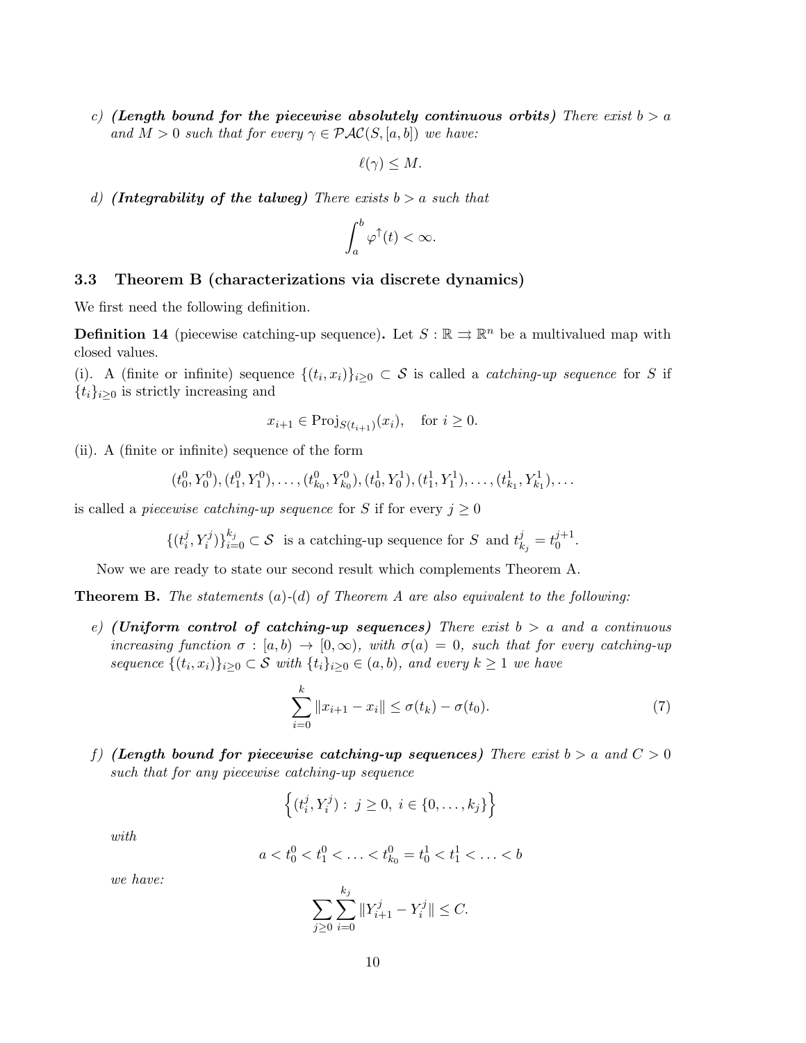*c)* ***(Length bound for the piecewise absolutely continuous orbits)*** *There exist $b > a$ and $M > 0$ such that for every $\gamma \in \mathcal{PAC}(S, [a, b])$ we have:*

$$\ell(\gamma) \leq M.$$

*d)* ***(Integrability of the talweg)*** *There exists $b > a$ such that*

$$\int_a^b \varphi^{\uparrow}(t) < \infty.$$

### 3.3 Theorem B (characterizations via discrete dynamics)

We first need the following definition.

**Definition 14** (piecewise catching-up sequence)**.** Let $S : \mathbb{R} \rightrightarrows \mathbb{R}^n$ be a multivalued map with closed values.

(i). A (finite or infinite) sequence $\{(t_i, x_i)\}_{i \geq 0} \subset \mathcal{S}$ is called a *catching-up sequence* for $S$ if $\{t_i\}_{i\geq 0}$ is strictly increasing and

$$x_{i+1} \in \mathrm{Proj}_{S(t_{i+1})}(x_i), \quad \text{for } i \geq 0.$$

(ii). A (finite or infinite) sequence of the form

$$(t_0^0, Y_0^0), (t_1^0, Y_1^0), \ldots, (t_{k_0}^0, Y_{k_0}^0), (t_0^1, Y_0^1), (t_1^1, Y_1^1), \ldots, (t_{k_1}^1, Y_{k_1}^1), \ldots$$

is called a *piecewise catching-up sequence* for $S$ if for every $j \geq 0$

$$\{(t_i^j, Y_i^j)\}_{i=0}^{k_j} \subset \mathcal{S} \;\text{ is a catching-up sequence for } S \text{ and } t_{k_j}^j = t_0^{j+1}.$$

Now we are ready to state our second result which complements Theorem A.

**Theorem B.** *The statements (a)-(d) of Theorem A are also equivalent to the following:*

*e)* ***(Uniform control of catching-up sequences)*** *There exist $b > a$ and a continuous increasing function $\sigma : [a, b) \to [0, \infty)$, with $\sigma(a) = 0$, such that for every catching-up sequence $\{(t_i, x_i)\}_{i\geq 0} \subset \mathcal{S}$ with $\{t_i\}_{i\geq 0} \in (a, b)$, and every $k \geq 1$ we have*

$$\sum_{i=0}^{k} \|x_{i+1} - x_i\| \leq \sigma(t_k) - \sigma(t_0). \tag{7}$$

*f)* ***(Length bound for piecewise catching-up sequences)*** *There exist $b > a$ and $C > 0$ such that for any piecewise catching-up sequence*

$$\left\{(t_i^j, Y_i^j) : \; j \geq 0, \; i \in \{0, \ldots, k_j\}\right\}$$

*with*

$$a < t_0^0 < t_1^0 < \ldots < t_{k_0}^0 = t_0^1 < t_1^1 < \ldots < b$$

*we have:*

$$\sum_{j\geq 0} \sum_{i=0}^{k_j} \|Y_{i+1}^j - Y_i^j\| \leq C.$$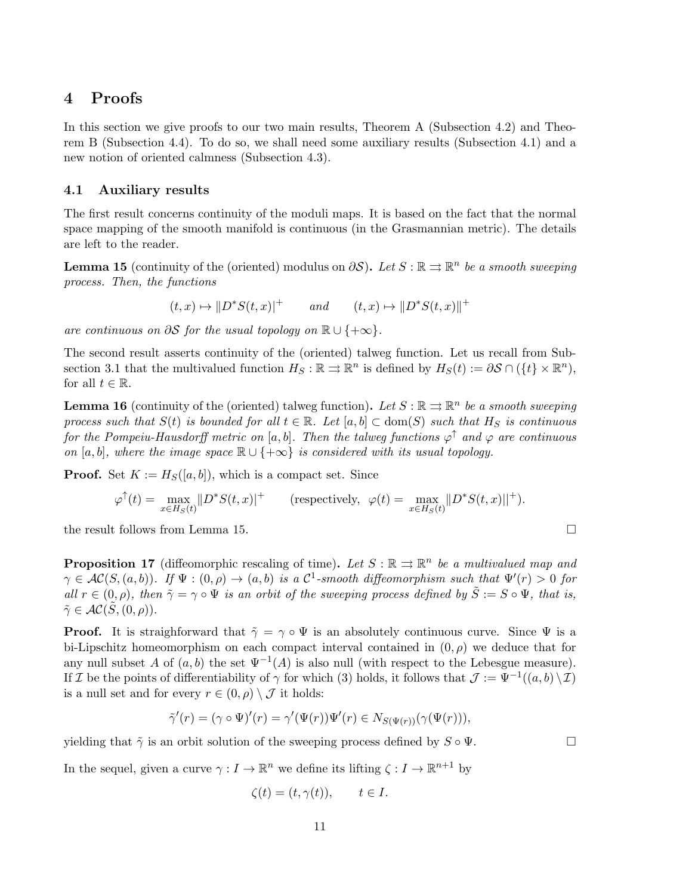## 4 Proofs

In this section we give proofs to our two main results, Theorem A (Subsection 4.2) and Theorem B (Subsection 4.4). To do so, we shall need some auxiliary results (Subsection 4.1) and a new notion of oriented calmness (Subsection 4.3).

### 4.1 Auxiliary results

The first result concerns continuity of the moduli maps. It is based on the fact that the normal space mapping of the smooth manifold is continuous (in the Grasmannian metric). The details are left to the reader.

**Lemma 15** (continuity of the (oriented) modulus on $\partial\mathcal{S}$)**.** *Let $S : \mathbb{R} \rightrightarrows \mathbb{R}^n$ be a smooth sweeping process. Then, the functions*

$$(t, x) \mapsto \|D^*S(t, x)|^+ \qquad \text{and} \qquad (t, x) \mapsto \|D^*S(t, x)\|^+$$

*are continuous on $\partial\mathcal{S}$ for the usual topology on $\mathbb{R} \cup \{+\infty\}$.*

The second result asserts continuity of the (oriented) talweg function. Let us recall from Subsection 3.1 that the multivalued function $H_S : \mathbb{R} \rightrightarrows \mathbb{R}^n$ is defined by $H_S(t) := \partial\mathcal{S} \cap (\{t\} \times \mathbb{R}^n)$, for all $t \in \mathbb{R}$.

**Lemma 16** (continuity of the (oriented) talweg function)**.** *Let $S : \mathbb{R} \rightrightarrows \mathbb{R}^n$ be a smooth sweeping process such that $S(t)$ is bounded for all $t \in \mathbb{R}$. Let $[a, b] \subset \operatorname{dom}(S)$ such that $H_S$ is continuous for the Pompeiu-Hausdorff metric on $[a, b]$. Then the talweg functions $\varphi^{\uparrow}$ and $\varphi$ are continuous on $[a, b]$, where the image space $\mathbb{R} \cup \{+\infty\}$ is considered with its usual topology.*

**Proof.** Set $K := H_S([a, b])$, which is a compact set. Since

$$\varphi^{\uparrow}(t) = \max_{x \in H_S(t)} \|D^*S(t, x)|^+ \qquad (\text{respectively, } \varphi(t) = \max_{x \in H_S(t)} \|D^*S(t, x)\|^+).$$

the result follows from Lemma 15. □

**Proposition 17** (diffeomorphic rescaling of time)**.** *Let $S : \mathbb{R} \rightrightarrows \mathbb{R}^n$ be a multivalued map and $\gamma \in \mathcal{AC}(S, (a, b))$. If $\Psi : (0, \rho) \to (a, b)$ is a $\mathcal{C}^1$-smooth diffeomorphism such that $\Psi'(r) > 0$ for all $r \in (0, \rho)$, then $\tilde{\gamma} = \gamma \circ \Psi$ is an orbit of the sweeping process defined by $\tilde{S} := S \circ \Psi$, that is, $\tilde{\gamma} \in \mathcal{AC}(\tilde{S}, (0, \rho))$.*

**Proof.** It is straighforward that $\tilde{\gamma} = \gamma \circ \Psi$ is an absolutely continuous curve. Since $\Psi$ is a bi-Lipschitz homeomorphism on each compact interval contained in $(0, \rho)$ we deduce that for any null subset $A$ of $(a, b)$ the set $\Psi^{-1}(A)$ is also null (with respect to the Lebesgue measure). If $\mathcal{I}$ be the points of differentiability of $\gamma$ for which (3) holds, it follows that $\mathcal{J} := \Psi^{-1}((a, b) \setminus \mathcal{I})$ is a null set and for every $r \in (0, \rho) \setminus \mathcal{J}$ it holds:

$$\tilde{\gamma}'(r) = (\gamma \circ \Psi)'(r) = \gamma'(\Psi(r))\Psi'(r) \in N_{S(\Psi(r))}(\gamma(\Psi(r))),$$

yielding that $\tilde{\gamma}$ is an orbit solution of the sweeping process defined by $S \circ \Psi$. □

In the sequel, given a curve $\gamma : I \to \mathbb{R}^n$ we define its lifting $\zeta : I \to \mathbb{R}^{n+1}$ by

$$\zeta(t) = (t, \gamma(t)), \qquad t \in I.$$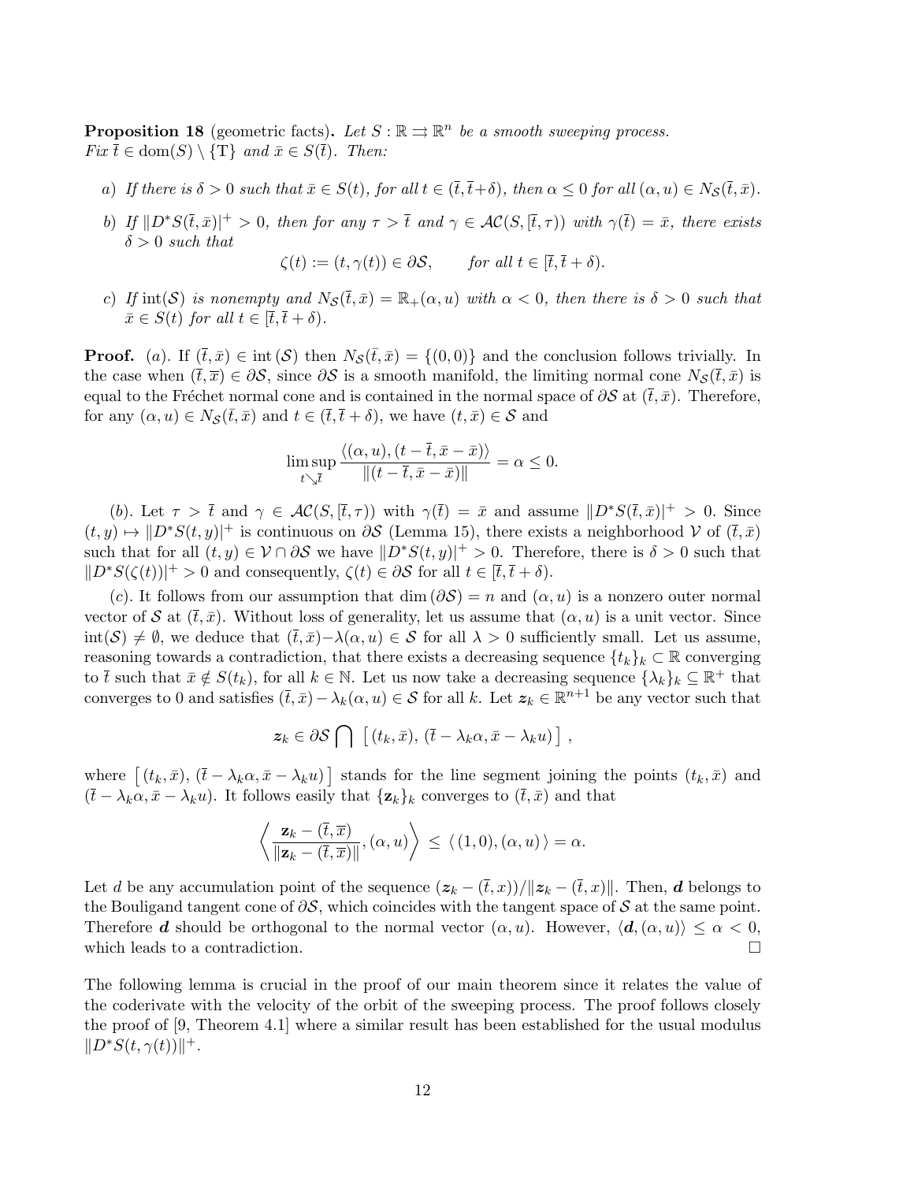**Proposition 18** (geometric facts)**.** *Let $S : \mathbb{R} \rightrightarrows \mathbb{R}^n$ be a smooth sweeping process. Fix $\bar{t} \in \operatorname{dom}(S) \setminus \{\mathrm{T}\}$ and $\bar{x} \in S(\bar{t})$. Then:*

*a) If there is $\delta > 0$ such that $\bar{x} \in S(t)$, for all $t \in (\bar{t}, \bar{t}+\delta)$, then $\alpha \leq 0$ for all $(\alpha, u) \in N_{\mathcal{S}}(\bar{t}, \bar{x})$.*

*b) If $\|D^*S(\bar{t}, \bar{x})|^+ > 0$, then for any $\tau > \bar{t}$ and $\gamma \in \mathcal{AC}(S, [\bar{t}, \tau))$ with $\gamma(\bar{t}) = \bar{x}$, there exists $\delta > 0$ such that*

$$\zeta(t) := (t, \gamma(t)) \in \partial\mathcal{S}, \qquad \text{for all } t \in [\bar{t}, \bar{t} + \delta).$$

*c) If $\operatorname{int}(\mathcal{S})$ is nonempty and $N_{\mathcal{S}}(\bar{t}, \bar{x}) = \mathbb{R}_+(\alpha, u)$ with $\alpha < 0$, then there is $\delta > 0$ such that $\bar{x} \in S(t)$ for all $t \in [\bar{t}, \bar{t} + \delta)$.*

**Proof.** $(a)$. If $(\bar{t}, \overline{x}) \in \operatorname{int}(\mathcal{S})$ then $N_{\mathcal{S}}(\bar{t}, \bar{x}) = \{(0, 0)\}$ and the conclusion follows trivially. In the case when $(\bar{t}, \overline{x}) \in \partial\mathcal{S}$, since $\partial\mathcal{S}$ is a smooth manifold, the limiting normal cone $N_{\mathcal{S}}(\bar{t}, \bar{x})$ is equal to the Fréchet normal cone and is contained in the normal space of $\partial\mathcal{S}$ at $(\bar{t}, \bar{x})$. Therefore, for any $(\alpha, u) \in N_{\mathcal{S}}(\bar{t}, \bar{x})$ and $t \in (\bar{t}, \bar{t} + \delta)$, we have $(t, \bar{x}) \in \mathcal{S}$ and

$$\limsup_{t \searrow \bar{t}} \frac{\langle (\alpha, u), (t - \bar{t}, \bar{x} - \bar{x}) \rangle}{\|(t - \bar{t}, \bar{x} - \bar{x})\|} = \alpha \leq 0.$$

$(b)$. Let $\tau > \bar{t}$ and $\gamma \in \mathcal{AC}(S, [\bar{t}, \tau))$ with $\gamma(\bar{t}) = \bar{x}$ and assume $\|D^*S(\bar{t}, \bar{x})|^+ > 0$. Since $(t, y) \mapsto \|D^*S(t, y)|^+$ is continuous on $\partial\mathcal{S}$ (Lemma 15), there exists a neighborhood $\mathcal{V}$ of $(\bar{t}, \bar{x})$ such that for all $(t, y) \in \mathcal{V} \cap \partial\mathcal{S}$ we have $\|D^*S(t, y)|^+ > 0$. Therefore, there is $\delta > 0$ such that $\|D^*S(\zeta(t))|^+ > 0$ and consequently, $\zeta(t) \in \partial\mathcal{S}$ for all $t \in [\bar{t}, \bar{t} + \delta)$.

$(c)$. It follows from our assumption that $\dim(\partial\mathcal{S}) = n$ and $(\alpha, u)$ is a nonzero outer normal vector of $\mathcal{S}$ at $(\bar{t}, \bar{x})$. Without loss of generality, let us assume that $(\alpha, u)$ is a unit vector. Since $\operatorname{int}(\mathcal{S}) \neq \emptyset$, we deduce that $(\bar{t}, \bar{x}) - \lambda(\alpha, u) \in \mathcal{S}$ for all $\lambda > 0$ sufficiently small. Let us assume, reasoning towards a contradiction, that there exists a decreasing sequence $\{t_k\}_k \subset \mathbb{R}$ converging to $\bar{t}$ such that $\bar{x} \notin S(t_k)$, for all $k \in \mathbb{N}$. Let us now take a decreasing sequence $\{\lambda_k\}_k \subseteq \mathbb{R}^+$ that converges to 0 and satisfies $(\bar{t}, \bar{x}) - \lambda_k(\alpha, u) \in \mathcal{S}$ for all $k$. Let $\boldsymbol{z}_k \in \mathbb{R}^{n+1}$ be any vector such that

$$\boldsymbol{z}_k \in \partial\mathcal{S} \bigcap \ \left[\, (t_k, \bar{x}),\, (\bar{t} - \lambda_k\alpha, \bar{x} - \lambda_k u) \,\right] \,,$$

where $\left[\, (t_k, \bar{x}),\, (\bar{t} - \lambda_k\alpha, \bar{x} - \lambda_k u) \,\right]$ stands for the line segment joining the points $(t_k, \bar{x})$ and $(\bar{t} - \lambda_k\alpha, \bar{x} - \lambda_k u)$. It follows easily that $\{\mathbf{z}_k\}_k$ converges to $(\bar{t}, \bar{x})$ and that

$$\left\langle \frac{\mathbf{z}_k - (\bar{t}, \overline{x})}{\|\mathbf{z}_k - (\bar{t}, \overline{x})\|}, (\alpha, u) \right\rangle \;\leq\; \langle\, (1, 0), (\alpha, u) \,\rangle = \alpha.$$

Let $d$ be any accumulation point of the sequence $(\boldsymbol{z}_k - (\bar{t}, x))/\|\boldsymbol{z}_k - (\bar{t}, x)\|$. Then, $\boldsymbol{d}$ belongs to the Bouligand tangent cone of $\partial\mathcal{S}$, which coincides with the tangent space of $\mathcal{S}$ at the same point. Therefore $\boldsymbol{d}$ should be orthogonal to the normal vector $(\alpha, u)$. However, $\langle \boldsymbol{d}, (\alpha, u) \rangle \leq \alpha < 0$, which leads to a contradiction. $\square$

The following lemma is crucial in the proof of our main theorem since it relates the value of the coderivate with the velocity of the orbit of the sweeping process. The proof follows closely the proof of [9, Theorem 4.1] where a similar result has been established for the usual modulus $\|D^*S(t, \gamma(t))\|^+$.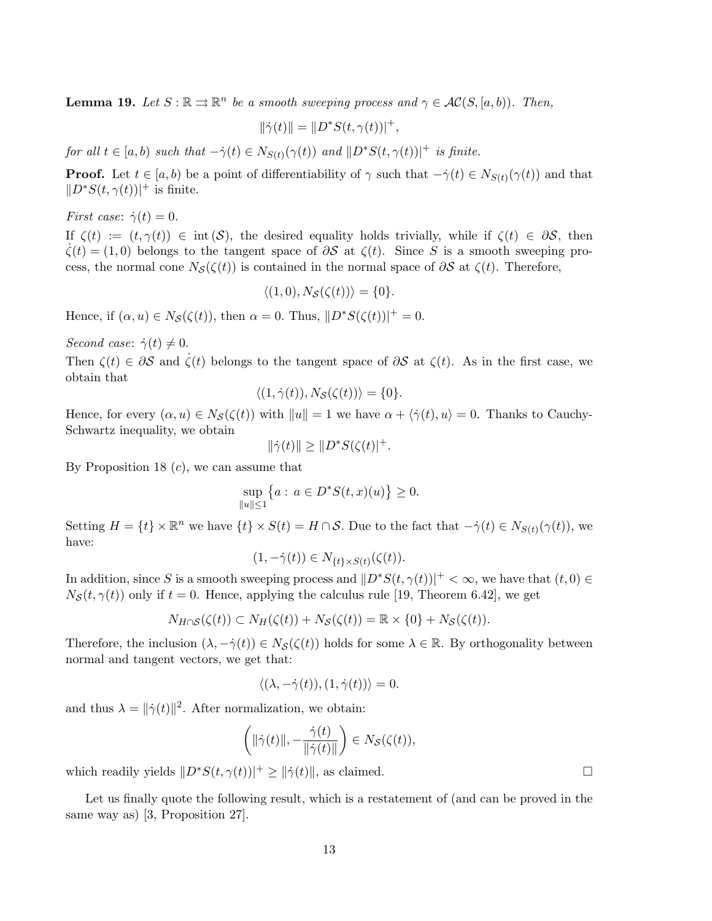**Lemma 19.** *Let $S : \mathbb{R} \rightrightarrows \mathbb{R}^n$ be a smooth sweeping process and $\gamma \in \mathcal{AC}(S, [a, b))$. Then,*

$$\|\dot{\gamma}(t)\| = \|D^* S(t, \gamma(t))|^+,$$

*for all $t \in [a, b)$ such that $-\dot{\gamma}(t) \in N_{S(t)}(\gamma(t))$ and $\|D^* S(t, \gamma(t))|^+$ is finite.*

**Proof.** Let $t \in [a, b)$ be a point of differentiability of $\gamma$ such that $-\dot{\gamma}(t) \in N_{S(t)}(\gamma(t))$ and that $\|D^* S(t, \gamma(t))|^+$ is finite.

*First case*: $\dot{\gamma}(t) = 0$.
If $\zeta(t) := (t, \gamma(t)) \in \operatorname{int}(\mathcal{S})$, the desired equality holds trivially, while if $\zeta(t) \in \partial\mathcal{S}$, then $\dot{\zeta}(t) = (1, 0)$ belongs to the tangent space of $\partial\mathcal{S}$ at $\zeta(t)$. Since $S$ is a smooth sweeping process, the normal cone $N_{\mathcal{S}}(\zeta(t))$ is contained in the normal space of $\partial\mathcal{S}$ at $\zeta(t)$. Therefore,

$$\langle (1, 0), N_{\mathcal{S}}(\zeta(t)) \rangle = \{0\}.$$

Hence, if $(\alpha, u) \in N_{\mathcal{S}}(\zeta(t))$, then $\alpha = 0$. Thus, $\|D^* S(\zeta(t))|^+ = 0$.

*Second case*: $\dot{\gamma}(t) \neq 0$.
Then $\zeta(t) \in \partial\mathcal{S}$ and $\dot{\zeta}(t)$ belongs to the tangent space of $\partial\mathcal{S}$ at $\zeta(t)$. As in the first case, we obtain that

$$\langle (1, \dot{\gamma}(t)), N_{\mathcal{S}}(\zeta(t)) \rangle = \{0\}.$$

Hence, for every $(\alpha, u) \in N_{\mathcal{S}}(\zeta(t))$ with $\|u\| = 1$ we have $\alpha + \langle \dot{\gamma}(t), u \rangle = 0$. Thanks to Cauchy-Schwartz inequality, we obtain

$$\|\dot{\gamma}(t)\| \geq \|D^* S(\zeta(t)|^+.$$

By Proposition 18 $(c)$, we can assume that

$$\sup_{\|u\| \leq 1} \left\{ a : \, a \in D^* S(t, x)(u) \right\} \geq 0.$$

Setting $H = \{t\} \times \mathbb{R}^n$ we have $\{t\} \times S(t) = H \cap \mathcal{S}$. Due to the fact that $-\dot{\gamma}(t) \in N_{S(t)}(\gamma(t))$, we have:

$$(1, -\dot{\gamma}(t)) \in N_{\{t\} \times S(t)}(\zeta(t)).$$

In addition, since $S$ is a smooth sweeping process and $\|D^* S(t, \gamma(t))|^+ < \infty$, we have that $(t, 0) \in N_{\mathcal{S}}(t, \gamma(t))$ only if $t = 0$. Hence, applying the calculus rule [19, Theorem 6.42], we get

$$N_{H \cap \mathcal{S}}(\zeta(t)) \subset N_H(\zeta(t)) + N_{\mathcal{S}}(\zeta(t)) = \mathbb{R} \times \{0\} + N_{\mathcal{S}}(\zeta(t)).$$

Therefore, the inclusion $(\lambda, -\dot{\gamma}(t)) \in N_{\mathcal{S}}(\zeta(t))$ holds for some $\lambda \in \mathbb{R}$. By orthogonality between normal and tangent vectors, we get that:

$$\langle (\lambda, -\dot{\gamma}(t)), (1, \dot{\gamma}(t)) \rangle = 0.$$

and thus $\lambda = \|\dot{\gamma}(t)\|^2$. After normalization, we obtain:

$$\left( \|\dot{\gamma}(t)\|, -\frac{\dot{\gamma}(t)}{\|\dot{\gamma}(t)\|} \right) \in N_{\mathcal{S}}(\zeta(t)),$$

which readily yields $\|D^* S(t, \gamma(t))|^+ \geq \|\dot{\gamma}(t)\|$, as claimed. $\square$

Let us finally quote the following result, which is a restatement of (and can be proved in the same way as) [3, Proposition 27].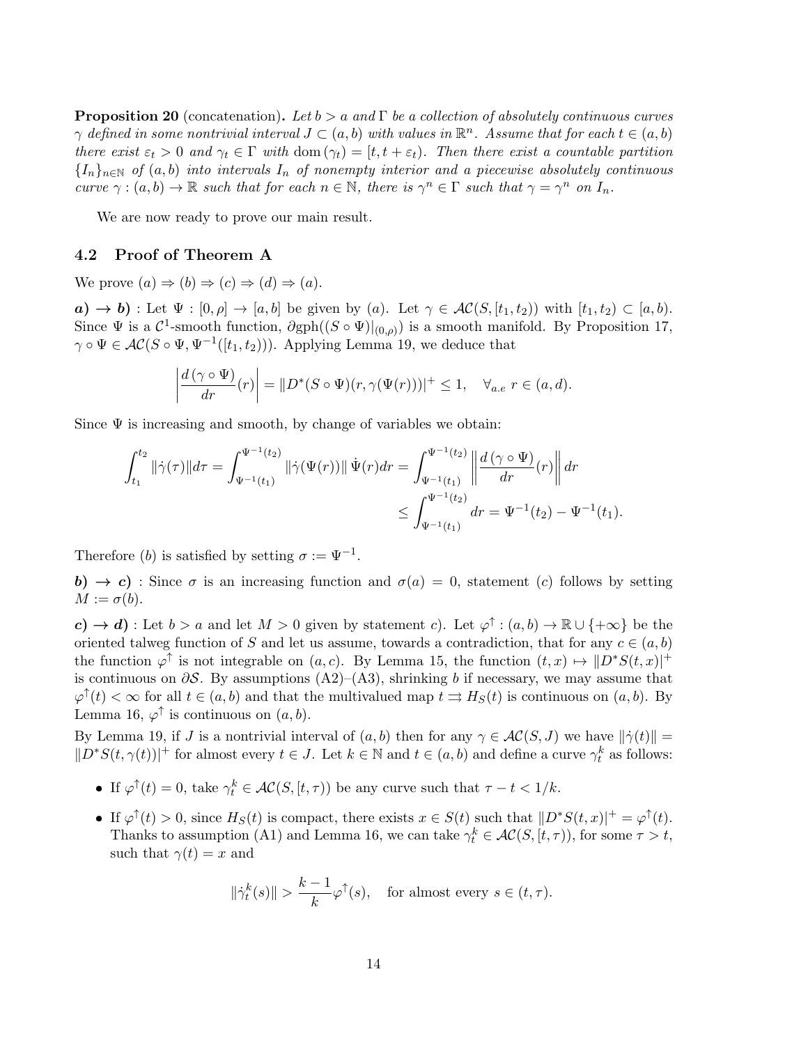**Proposition 20** (concatenation)**.** *Let $b > a$ and $\Gamma$ be a collection of absolutely continuous curves $\gamma$ defined in some nontrivial interval $J \subset (a, b)$ with values in $\mathbb{R}^n$. Assume that for each $t \in (a, b)$ there exist $\varepsilon_t > 0$ and $\gamma_t \in \Gamma$ with $\mathrm{dom}(\gamma_t) = [t, t + \varepsilon_t)$. Then there exist a countable partition $\{I_n\}_{n\in\mathbb{N}}$ of $(a, b)$ into intervals $I_n$ of nonempty interior and a piecewise absolutely continuous curve $\gamma : (a, b) \to \mathbb{R}$ such that for each $n \in \mathbb{N}$, there is $\gamma^n \in \Gamma$ such that $\gamma = \gamma^n$ on $I_n$.*

We are now ready to prove our main result.

### 4.2 Proof of Theorem A

We prove $(a) \Rightarrow (b) \Rightarrow (c) \Rightarrow (d) \Rightarrow (a)$.

***a) $\to$ b)*** : Let $\Psi : [0, \rho] \to [a, b]$ be given by $(a)$. Let $\gamma \in \mathcal{AC}(S, [t_1, t_2))$ with $[t_1, t_2) \subset [a, b)$. Since $\Psi$ is a $\mathcal{C}^1$-smooth function, $\partial \mathrm{gph}((S \circ \Psi)|_{(0,\rho)})$ is a smooth manifold. By Proposition 17, $\gamma \circ \Psi \in \mathcal{AC}(S \circ \Psi, \Psi^{-1}([t_1, t_2)))$. Applying Lemma 19, we deduce that

$$\left|\frac{d\,(\gamma \circ \Psi)}{dr}(r)\right| = \|D^*(S \circ \Psi)(r, \gamma(\Psi(r)))|^+ \leq 1, \quad \forall_{a.e}\ r \in (a, d).$$

Since $\Psi$ is increasing and smooth, by change of variables we obtain:

$$\begin{aligned}\int_{t_1}^{t_2} \|\dot{\gamma}(\tau)\| d\tau = \int_{\Psi^{-1}(t_1)}^{\Psi^{-1}(t_2)} \|\dot{\gamma}(\Psi(r))\|\, \dot{\Psi}(r) dr &= \int_{\Psi^{-1}(t_1)}^{\Psi^{-1}(t_2)} \left\|\frac{d\,(\gamma \circ \Psi)}{dr}(r)\right\| dr \\ &\leq \int_{\Psi^{-1}(t_1)}^{\Psi^{-1}(t_2)} dr = \Psi^{-1}(t_2) - \Psi^{-1}(t_1).\end{aligned}$$

Therefore $(b)$ is satisfied by setting $\sigma := \Psi^{-1}$.

***b) $\to$ c)*** : Since $\sigma$ is an increasing function and $\sigma(a) = 0$, statement $(c)$ follows by setting $M := \sigma(b)$.

***c) $\to$ d)*** : Let $b > a$ and let $M > 0$ given by statement $c)$. Let $\varphi^{\uparrow} : (a, b) \to \mathbb{R} \cup \{+\infty\}$ be the oriented talweg function of $S$ and let us assume, towards a contradiction, that for any $c \in (a, b)$ the function $\varphi^{\uparrow}$ is not integrable on $(a, c)$. By Lemma 15, the function $(t, x) \mapsto \|D^*S(t, x)|^+$ is continuous on $\partial\mathcal{S}$. By assumptions (A2)–(A3), shrinking $b$ if necessary, we may assume that $\varphi^{\uparrow}(t) < \infty$ for all $t \in (a, b)$ and that the multivalued map $t \rightrightarrows H_S(t)$ is continuous on $(a, b)$. By Lemma 16, $\varphi^{\uparrow}$ is continuous on $(a, b)$.

By Lemma 19, if $J$ is a nontrivial interval of $(a, b)$ then for any $\gamma \in \mathcal{AC}(S, J)$ we have $\|\dot{\gamma}(t)\| = \|D^*S(t, \gamma(t))|^+$ for almost every $t \in J$. Let $k \in \mathbb{N}$ and $t \in (a, b)$ and define a curve $\gamma_t^k$ as follows:

- If $\varphi^{\uparrow}(t) = 0$, take $\gamma_t^k \in \mathcal{AC}(S, [t, \tau))$ be any curve such that $\tau - t < 1/k$.
- If $\varphi^{\uparrow}(t) > 0$, since $H_S(t)$ is compact, there exists $x \in S(t)$ such that $\|D^*S(t, x)|^+ = \varphi^{\uparrow}(t)$. Thanks to assumption (A1) and Lemma 16, we can take $\gamma_t^k \in \mathcal{AC}(S, [t, \tau))$, for some $\tau > t$, such that $\gamma(t) = x$ and

$$\|\dot{\gamma}_t^k(s)\| > \frac{k-1}{k}\varphi^{\uparrow}(s), \quad \text{for almost every } s \in (t, \tau).$$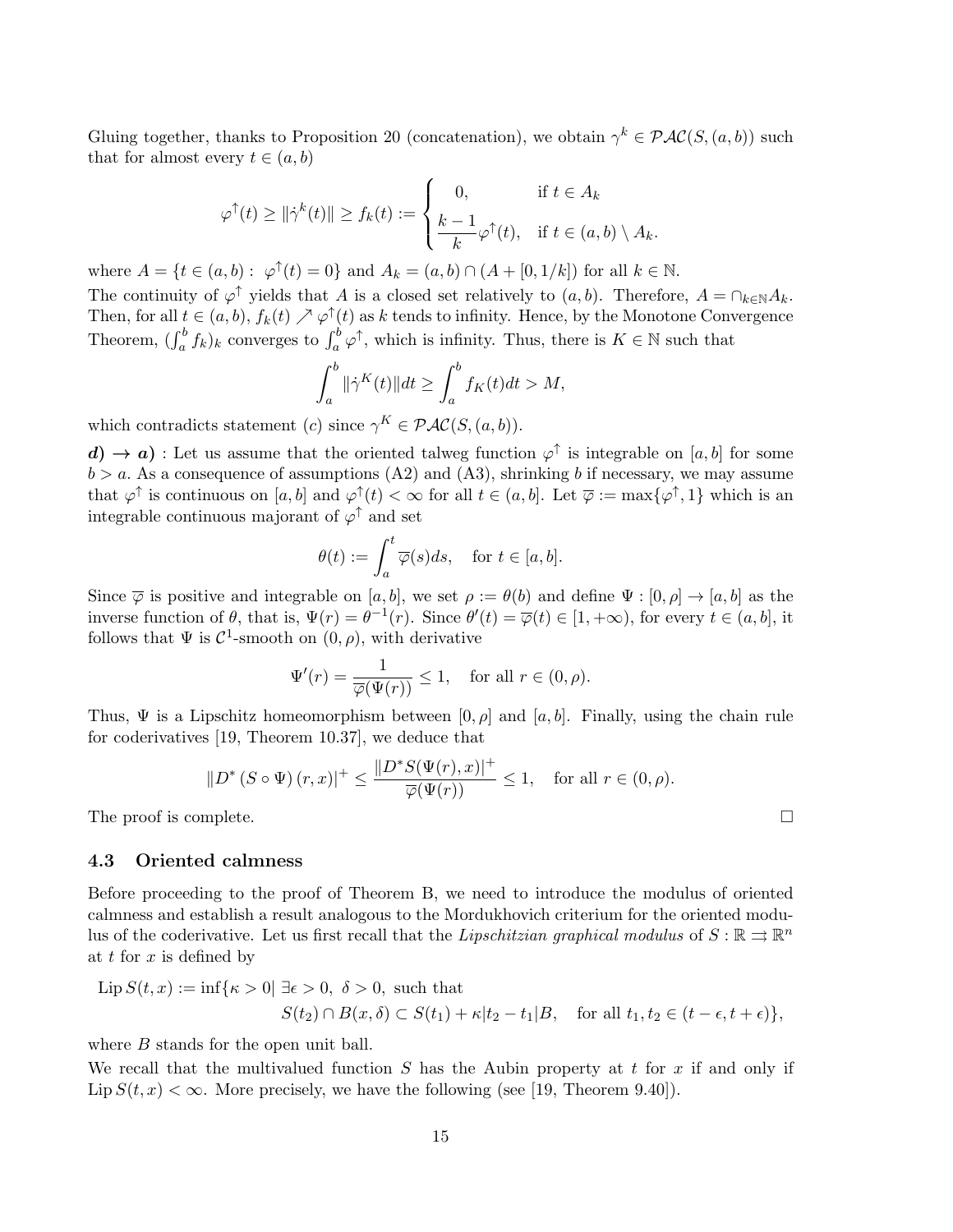Gluing together, thanks to Proposition 20 (concatenation), we obtain $\gamma^k \in \mathcal{PAC}(S,(a,b))$ such that for almost every $t \in (a,b)$

$$\varphi^{\uparrow}(t) \geq \|\dot{\gamma}^k(t)\| \geq f_k(t) := \begin{cases} 0, & \text{if } t \in A_k \\ \dfrac{k-1}{k}\varphi^{\uparrow}(t), & \text{if } t \in (a,b) \setminus A_k. \end{cases}$$

where $A = \{t \in (a,b) : \ \varphi^{\uparrow}(t) = 0\}$ and $A_k = (a,b) \cap (A + [0, 1/k])$ for all $k \in \mathbb{N}$.
The continuity of $\varphi^{\uparrow}$ yields that $A$ is a closed set relatively to $(a,b)$. Therefore, $A = \cap_{k\in\mathbb{N}} A_k$. Then, for all $t \in (a,b)$, $f_k(t) \nearrow \varphi^{\uparrow}(t)$ as $k$ tends to infinity. Hence, by the Monotone Convergence Theorem, $(\int_a^b f_k)_k$ converges to $\int_a^b \varphi^{\uparrow}$, which is infinity. Thus, there is $K \in \mathbb{N}$ such that

$$\int_a^b \|\dot{\gamma}^K(t)\| dt \geq \int_a^b f_K(t) dt > M,$$

which contradicts statement $(c)$ since $\gamma^K \in \mathcal{PAC}(S,(a,b))$.

***d)*** $\rightarrow$ ***a)*** : Let us assume that the oriented talweg function $\varphi^{\uparrow}$ is integrable on $[a,b]$ for some $b > a$. As a consequence of assumptions (A2) and (A3), shrinking $b$ if necessary, we may assume that $\varphi^{\uparrow}$ is continuous on $[a,b]$ and $\varphi^{\uparrow}(t) < \infty$ for all $t \in (a,b]$. Let $\overline{\varphi} := \max\{\varphi^{\uparrow}, 1\}$ which is an integrable continuous majorant of $\varphi^{\uparrow}$ and set

$$\theta(t) := \int_a^t \overline{\varphi}(s) ds, \quad \text{for } t \in [a,b].$$

Since $\overline{\varphi}$ is positive and integrable on $[a,b]$, we set $\rho := \theta(b)$ and define $\Psi : [0,\rho] \to [a,b]$ as the inverse function of $\theta$, that is, $\Psi(r) = \theta^{-1}(r)$. Since $\theta'(t) = \overline{\varphi}(t) \in [1, +\infty)$, for every $t \in (a,b]$, it follows that $\Psi$ is $\mathcal{C}^1$-smooth on $(0,\rho)$, with derivative

$$\Psi'(r) = \frac{1}{\overline{\varphi}(\Psi(r))} \leq 1, \quad \text{for all } r \in (0,\rho).$$

Thus, $\Psi$ is a Lipschitz homeomorphism between $[0,\rho]$ and $[a,b]$. Finally, using the chain rule for coderivatives [19, Theorem 10.37], we deduce that

$$\|D^*(S \circ \Psi)(r,x)|^+ \leq \frac{\|D^* S(\Psi(r),x)|^+}{\overline{\varphi}(\Psi(r))} \leq 1, \quad \text{for all } r \in (0,\rho).$$

The proof is complete. $\square$

### 4.3 Oriented calmness

Before proceeding to the proof of Theorem B, we need to introduce the modulus of oriented calmness and establish a result analogous to the Mordukhovich criterium for the oriented modulus of the coderivative. Let us first recall that the *Lipschitzian graphical modulus* of $S : \mathbb{R} \rightrightarrows \mathbb{R}^n$ at $t$ for $x$ is defined by

$$\begin{aligned} \operatorname{Lip} S(t,x) := \inf\{\kappa > 0 |\ & \exists \epsilon > 0,\ \delta > 0, \text{ such that} \\ & S(t_2) \cap B(x,\delta) \subset S(t_1) + \kappa |t_2 - t_1| B, \quad \text{for all } t_1, t_2 \in (t-\epsilon, t+\epsilon)\}, \end{aligned}$$

where $B$ stands for the open unit ball.
We recall that the multivalued function $S$ has the Aubin property at $t$ for $x$ if and only if $\operatorname{Lip} S(t,x) < \infty$. More precisely, we have the following (see [19, Theorem 9.40]).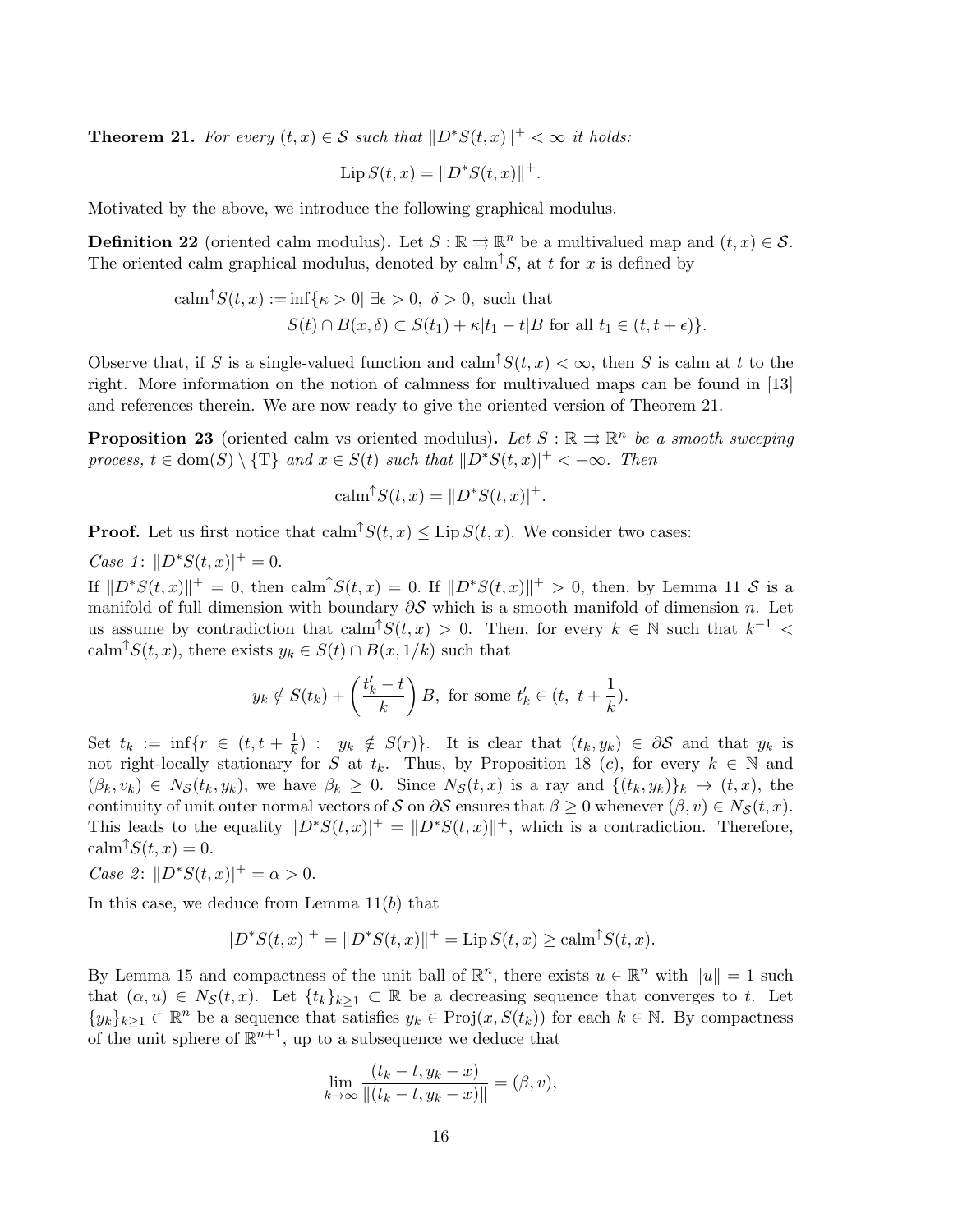**Theorem 21.** *For every $(t,x) \in \mathcal{S}$ such that $\|D^*S(t,x)\|^+ < \infty$ it holds:*

$$\operatorname{Lip} S(t,x) = \|D^*S(t,x)\|^+.$$

Motivated by the above, we introduce the following graphical modulus.

**Definition 22** (oriented calm modulus)**.** Let $S : \mathbb{R} \rightrightarrows \mathbb{R}^n$ be a multivalued map and $(t,x) \in \mathcal{S}$. The oriented calm graphical modulus, denoted by $\operatorname{calm}^{\uparrow} S$, at $t$ for $x$ is defined by

$$\operatorname{calm}^{\uparrow} S(t,x) := \inf\{\kappa > 0 | \ \exists \epsilon > 0,\ \delta > 0, \text{ such that}$$
$$S(t) \cap B(x,\delta) \subset S(t_1) + \kappa |t_1 - t| B \text{ for all } t_1 \in (t, t+\epsilon)\}.$$

Observe that, if $S$ is a single-valued function and $\operatorname{calm}^{\uparrow} S(t,x) < \infty$, then $S$ is calm at $t$ to the right. More information on the notion of calmness for multivalued maps can be found in [13] and references therein. We are now ready to give the oriented version of Theorem 21.

**Proposition 23** (oriented calm vs oriented modulus)**.** *Let $S : \mathbb{R} \rightrightarrows \mathbb{R}^n$ be a smooth sweeping process, $t \in \operatorname{dom}(S) \setminus \{\mathrm{T}\}$ and $x \in S(t)$ such that $\|D^*S(t,x)|^+ < +\infty$. Then*

$$\operatorname{calm}^{\uparrow} S(t,x) = \|D^*S(t,x)|^+.$$

**Proof.** Let us first notice that $\operatorname{calm}^{\uparrow} S(t,x) \leq \operatorname{Lip} S(t,x)$. We consider two cases:

*Case 1*: $\|D^*S(t,x)|^+ = 0$.

If $\|D^*S(t,x)\|^+ = 0$, then $\operatorname{calm}^{\uparrow} S(t,x) = 0$. If $\|D^*S(t,x)\|^+ > 0$, then, by Lemma 11 $\mathcal{S}$ is a manifold of full dimension with boundary $\partial\mathcal{S}$ which is a smooth manifold of dimension $n$. Let us assume by contradiction that $\operatorname{calm}^{\uparrow} S(t,x) > 0$. Then, for every $k \in \mathbb{N}$ such that $k^{-1} < \operatorname{calm}^{\uparrow} S(t,x)$, there exists $y_k \in S(t) \cap B(x, 1/k)$ such that

$$y_k \notin S(t_k) + \left(\frac{t_k' - t}{k}\right) B, \text{ for some } t_k' \in (t,\ t + \frac{1}{k}).$$

Set $t_k := \inf\{r \in (t, t+\frac{1}{k}) :\ y_k \notin S(r)\}$. It is clear that $(t_k, y_k) \in \partial\mathcal{S}$ and that $y_k$ is not right-locally stationary for $S$ at $t_k$. Thus, by Proposition 18 (c), for every $k \in \mathbb{N}$ and $(\beta_k, v_k) \in N_{\mathcal{S}}(t_k, y_k)$, we have $\beta_k \geq 0$. Since $N_{\mathcal{S}}(t,x)$ is a ray and $\{(t_k,y_k)\}_k \to (t,x)$, the continuity of unit outer normal vectors of $\mathcal{S}$ on $\partial\mathcal{S}$ ensures that $\beta \geq 0$ whenever $(\beta, v) \in N_{\mathcal{S}}(t,x)$. This leads to the equality $\|D^*S(t,x)|^+ = \|D^*S(t,x)\|^+$, which is a contradiction. Therefore, $\operatorname{calm}^{\uparrow} S(t,x) = 0$.

*Case 2*: $\|D^*S(t,x)|^+ = \alpha > 0$.

In this case, we deduce from Lemma 11(*b*) that

$$\|D^*S(t,x)|^+ = \|D^*S(t,x)\|^+ = \operatorname{Lip} S(t,x) \geq \operatorname{calm}^{\uparrow} S(t,x).$$

By Lemma 15 and compactness of the unit ball of $\mathbb{R}^n$, there exists $u \in \mathbb{R}^n$ with $\|u\| = 1$ such that $(\alpha, u) \in N_{\mathcal{S}}(t,x)$. Let $\{t_k\}_{k\geq 1} \subset \mathbb{R}$ be a decreasing sequence that converges to $t$. Let $\{y_k\}_{k\geq 1} \subset \mathbb{R}^n$ be a sequence that satisfies $y_k \in \operatorname{Proj}(x, S(t_k))$ for each $k \in \mathbb{N}$. By compactness of the unit sphere of $\mathbb{R}^{n+1}$, up to a subsequence we deduce that

$$\lim_{k\to\infty} \frac{(t_k - t, y_k - x)}{\|(t_k - t, y_k - x)\|} = (\beta, v),$$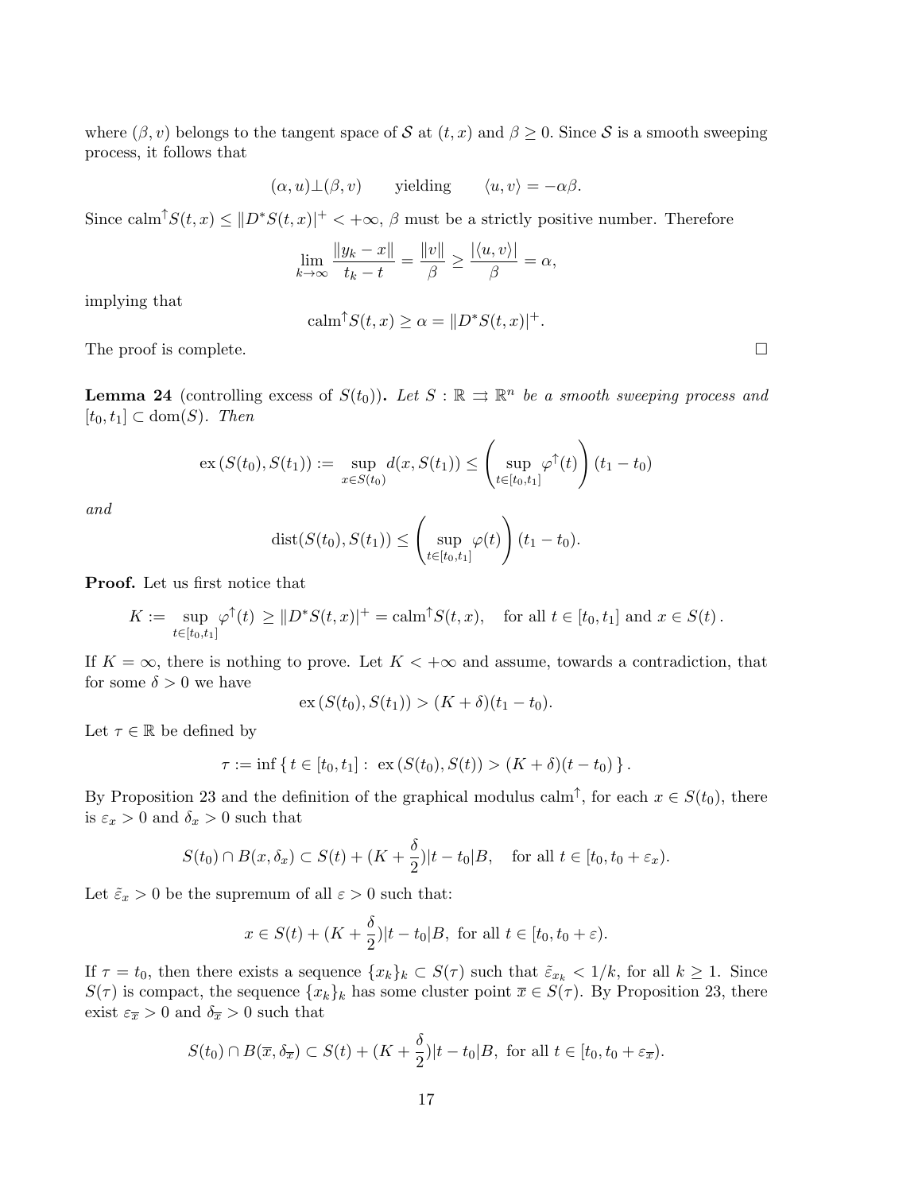where $(\beta, v)$ belongs to the tangent space of $\mathcal{S}$ at $(t, x)$ and $\beta \geq 0$. Since $\mathcal{S}$ is a smooth sweeping process, it follows that

$$(\alpha, u) \perp (\beta, v) \qquad \text{yielding} \qquad \langle u, v \rangle = -\alpha\beta.$$

Since $\text{calm}^{\uparrow} S(t, x) \leq \|D^* S(t, x)\|^+ < +\infty$, $\beta$ must be a strictly positive number. Therefore

$$\lim_{k \to \infty} \frac{\|y_k - x\|}{t_k - t} = \frac{\|v\|}{\beta} \geq \frac{|\langle u, v \rangle|}{\beta} = \alpha,$$

implying that

$$\text{calm}^{\uparrow} S(t, x) \geq \alpha = \|D^* S(t, x)\|^+.$$

The proof is complete. $\square$

**Lemma 24** (controlling excess of $S(t_0)$)**.** *Let $S : \mathbb{R} \rightrightarrows \mathbb{R}^n$ be a smooth sweeping process and $[t_0, t_1] \subset \text{dom}(S)$. Then*

$$\text{ex}\,(S(t_0), S(t_1)) := \sup_{x \in S(t_0)} d(x, S(t_1)) \leq \left( \sup_{t \in [t_0, t_1]} \varphi^{\uparrow}(t) \right) (t_1 - t_0)$$

*and*

$$\text{dist}(S(t_0), S(t_1)) \leq \left( \sup_{t \in [t_0, t_1]} \varphi(t) \right) (t_1 - t_0).$$

**Proof.** Let us first notice that

$$K := \sup_{t \in [t_0, t_1]} \varphi^{\uparrow}(t) \geq \|D^* S(t, x)\|^+ = \text{calm}^{\uparrow} S(t, x), \quad \text{for all } t \in [t_0, t_1] \text{ and } x \in S(t)\,.$$

If $K = \infty$, there is nothing to prove. Let $K < +\infty$ and assume, towards a contradiction, that for some $\delta > 0$ we have

$$\text{ex}\,(S(t_0), S(t_1)) > (K + \delta)(t_1 - t_0).$$

Let $\tau \in \mathbb{R}$ be defined by

$$\tau := \inf \{\, t \in [t_0, t_1] : \ \text{ex}\,(S(t_0), S(t)) > (K + \delta)(t - t_0) \,\}\,.$$

By Proposition 23 and the definition of the graphical modulus $\text{calm}^{\uparrow}$, for each $x \in S(t_0)$, there is $\varepsilon_x > 0$ and $\delta_x > 0$ such that

$$S(t_0) \cap B(x, \delta_x) \subset S(t) + (K + \frac{\delta}{2})|t - t_0| B, \quad \text{for all } t \in [t_0, t_0 + \varepsilon_x).$$

Let $\tilde{\varepsilon}_x > 0$ be the supremum of all $\varepsilon > 0$ such that:

$$x \in S(t) + (K + \frac{\delta}{2})|t - t_0| B, \text{ for all } t \in [t_0, t_0 + \varepsilon).$$

If $\tau = t_0$, then there exists a sequence $\{x_k\}_k \subset S(\tau)$ such that $\tilde{\varepsilon}_{x_k} < 1/k$, for all $k \geq 1$. Since $S(\tau)$ is compact, the sequence $\{x_k\}_k$ has some cluster point $\overline{x} \in S(\tau)$. By Proposition 23, there exist $\varepsilon_{\overline{x}} > 0$ and $\delta_{\overline{x}} > 0$ such that

$$S(t_0) \cap B(\overline{x}, \delta_{\overline{x}}) \subset S(t) + (K + \frac{\delta}{2})|t - t_0| B, \text{ for all } t \in [t_0, t_0 + \varepsilon_{\overline{x}}).$$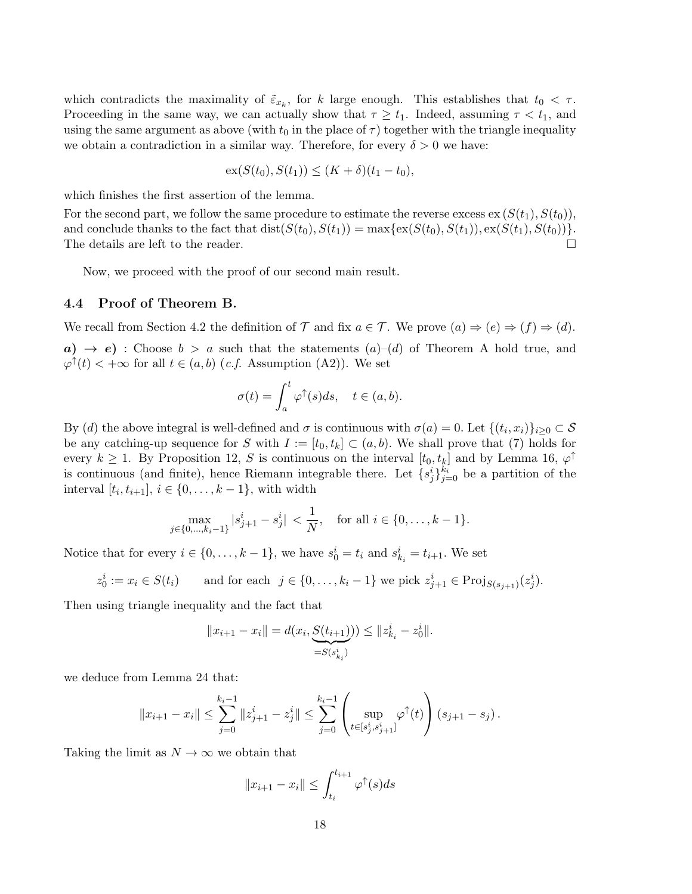which contradicts the maximality of $\tilde{\varepsilon}_{x_k}$, for $k$ large enough. This establishes that $t_0 < \tau$. Proceeding in the same way, we can actually show that $\tau \geq t_1$. Indeed, assuming $\tau < t_1$, and using the same argument as above (with $t_0$ in the place of $\tau$) together with the triangle inequality we obtain a contradiction in a similar way. Therefore, for every $\delta > 0$ we have:

$$\mathrm{ex}(S(t_0), S(t_1)) \leq (K + \delta)(t_1 - t_0),$$

which finishes the first assertion of the lemma.

For the second part, we follow the same procedure to estimate the reverse excess $\mathrm{ex}\,(S(t_1), S(t_0))$, and conclude thanks to the fact that $\mathrm{dist}(S(t_0), S(t_1)) = \max\{\mathrm{ex}(S(t_0), S(t_1)), \mathrm{ex}(S(t_1), S(t_0))\}$. The details are left to the reader. $\square$

Now, we proceed with the proof of our second main result.

### 4.4 Proof of Theorem B.

We recall from Section 4.2 the definition of $\mathcal{T}$ and fix $a \in \mathcal{T}$. We prove $(a) \Rightarrow (e) \Rightarrow (f) \Rightarrow (d)$.

***a)*** $\rightarrow$ ***e)*** : Choose $b > a$ such that the statements $(a)$–$(d)$ of Theorem A hold true, and $\varphi^{\uparrow}(t) < +\infty$ for all $t \in (a, b)$ (*c.f.* Assumption (A2)). We set

$$\sigma(t) = \int_a^t \varphi^{\uparrow}(s)ds, \quad t \in (a, b).$$

By $(d)$ the above integral is well-defined and $\sigma$ is continuous with $\sigma(a) = 0$. Let $\{(t_i, x_i)\}_{i \geq 0} \subset \mathcal{S}$ be any catching-up sequence for $S$ with $I := [t_0, t_k] \subset (a, b)$. We shall prove that (7) holds for every $k \geq 1$. By Proposition 12, $S$ is continuous on the interval $[t_0, t_k]$ and by Lemma 16, $\varphi^{\uparrow}$ is continuous (and finite), hence Riemann integrable there. Let $\{s_j^i\}_{j=0}^{k_i}$ be a partition of the interval $[t_i, t_{i+1}]$, $i \in \{0, \dots, k-1\}$, with width

$$\max_{j \in \{0, \dots, k_i - 1\}} |s_{j+1}^i - s_j^i| < \frac{1}{N}, \quad \text{for all } i \in \{0, \dots, k-1\}.$$

Notice that for every $i \in \{0, \dots, k-1\}$, we have $s_0^i = t_i$ and $s_{k_i}^i = t_{i+1}$. We set

$$z_0^i := x_i \in S(t_i) \qquad \text{and for each } \; j \in \{0, \dots, k_i - 1\} \text{ we pick } z_{j+1}^i \in \mathrm{Proj}_{S(s_{j+1})}(z_j^i).$$

Then using triangle inequality and the fact that

$$\|x_{i+1} - x_i\| = d(x_i, \underbrace{S(t_{i+1})}_{=S(s_{k_i}^i)}) \leq \|z_{k_i}^i - z_0^i\|.$$

we deduce from Lemma 24 that:

$$\|x_{i+1} - x_i\| \leq \sum_{j=0}^{k_i - 1} \|z_{j+1}^i - z_j^i\| \leq \sum_{j=0}^{k_i - 1} \left( \sup_{t \in [s_j^i, s_{j+1}^i]} \varphi^{\uparrow}(t) \right) (s_{j+1} - s_j).$$

Taking the limit as $N \to \infty$ we obtain that

$$\|x_{i+1} - x_i\| \leq \int_{t_i}^{t_{i+1}} \varphi^{\uparrow}(s)ds$$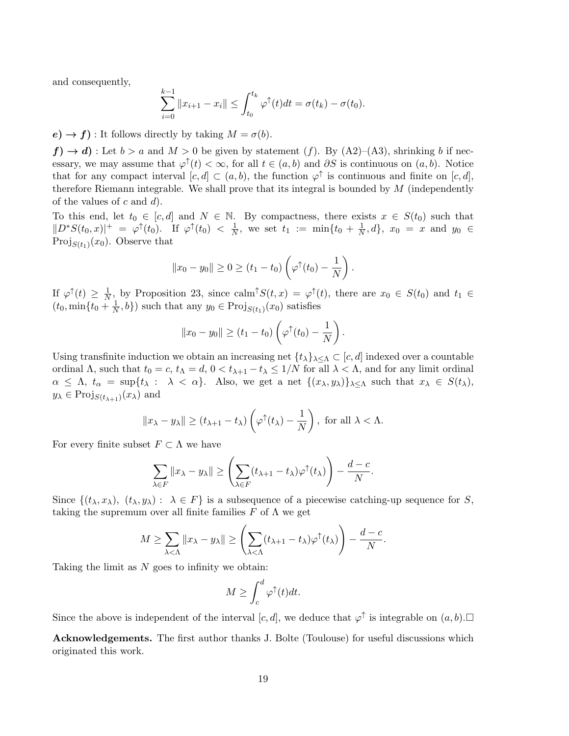and consequently,

$$\sum_{i=0}^{k-1} \|x_{i+1} - x_i\| \leq \int_{t_0}^{t_k} \varphi^{\uparrow}(t)dt = \sigma(t_k) - \sigma(t_0).$$

***e) → f)*** : It follows directly by taking $M = \sigma(b)$.

***f) → d)*** : Let $b > a$ and $M > 0$ be given by statement $(f)$. By (A2)–(A3), shrinking $b$ if necessary, we may assume that $\varphi^{\uparrow}(t) < \infty$, for all $t \in (a, b)$ and $\partial S$ is continuous on $(a, b)$. Notice that for any compact interval $[c, d] \subset (a, b)$, the function $\varphi^{\uparrow}$ is continuous and finite on $[c, d]$, therefore Riemann integrable. We shall prove that its integral is bounded by $M$ (independently of the values of $c$ and $d$).

To this end, let $t_0 \in [c, d]$ and $N \in \mathbb{N}$. By compactness, there exists $x \in S(t_0)$ such that $\|D^*S(t_0, x)|^+ = \varphi^{\uparrow}(t_0)$. If $\varphi^{\uparrow}(t_0) < \frac{1}{N}$, we set $t_1 := \min\{t_0 + \frac{1}{N}, d\}$, $x_0 = x$ and $y_0 \in \mathrm{Proj}_{S(t_1)}(x_0)$. Observe that

$$\|x_0 - y_0\| \geq 0 \geq (t_1 - t_0)\left(\varphi^{\uparrow}(t_0) - \frac{1}{N}\right).$$

If $\varphi^{\uparrow}(t) \geq \frac{1}{N}$, by Proposition 23, since $\mathrm{calm}^{\uparrow} S(t, x) = \varphi^{\uparrow}(t)$, there are $x_0 \in S(t_0)$ and $t_1 \in (t_0, \min\{t_0 + \frac{1}{N}, b\})$ such that any $y_0 \in \mathrm{Proj}_{S(t_1)}(x_0)$ satisfies

$$\|x_0 - y_0\| \geq (t_1 - t_0)\left(\varphi^{\uparrow}(t_0) - \frac{1}{N}\right).$$

Using transfinite induction we obtain an increasing net $\{t_\lambda\}_{\lambda \leq \Lambda} \subset [c, d]$ indexed over a countable ordinal $\Lambda$, such that $t_0 = c$, $t_\Lambda = d$, $0 < t_{\lambda+1} - t_\lambda \leq 1/N$ for all $\lambda < \Lambda$, and for any limit ordinal $\alpha \leq \Lambda$, $t_\alpha = \sup\{t_\lambda : \lambda < \alpha\}$. Also, we get a net $\{(x_\lambda, y_\lambda)\}_{\lambda \leq \Lambda}$ such that $x_\lambda \in S(t_\lambda)$, $y_\lambda \in \mathrm{Proj}_{S(t_{\lambda+1})}(x_\lambda)$ and

$$\|x_\lambda - y_\lambda\| \geq (t_{\lambda+1} - t_\lambda)\left(\varphi^{\uparrow}(t_\lambda) - \frac{1}{N}\right), \text{ for all } \lambda < \Lambda.$$

For every finite subset $F \subset \Lambda$ we have

$$\sum_{\lambda \in F} \|x_\lambda - y_\lambda\| \geq \left(\sum_{\lambda \in F} (t_{\lambda+1} - t_\lambda)\varphi^{\uparrow}(t_\lambda)\right) - \frac{d - c}{N}.$$

Since $\{(t_\lambda, x_\lambda),\ (t_\lambda, y_\lambda) : \lambda \in F\}$ is a subsequence of a piecewise catching-up sequence for $S$, taking the supremum over all finite families $F$ of $\Lambda$ we get

$$M \geq \sum_{\lambda < \Lambda} \|x_\lambda - y_\lambda\| \geq \left(\sum_{\lambda < \Lambda} (t_{\lambda+1} - t_\lambda)\varphi^{\uparrow}(t_\lambda)\right) - \frac{d - c}{N}.$$

Taking the limit as $N$ goes to infinity we obtain:

$$M \geq \int_c^d \varphi^{\uparrow}(t)dt.$$

Since the above is independent of the interval $[c, d]$, we deduce that $\varphi^{\uparrow}$ is integrable on $(a, b)$.$\square$

**Acknowledgements.** The first author thanks J. Bolte (Toulouse) for useful discussions which originated this work.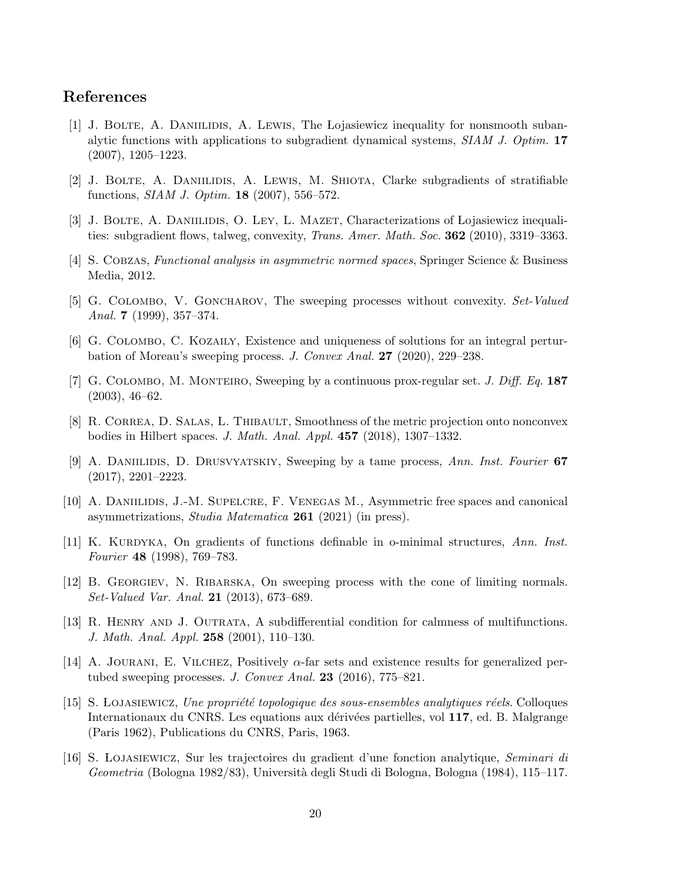## References

[1] J. Bolte, A. Daniilidis, A. Lewis, The Łojasiewicz inequality for nonsmooth subanalytic functions with applications to subgradient dynamical systems, *SIAM J. Optim.* **17** (2007), 1205–1223.

[2] J. Bolte, A. Daniilidis, A. Lewis, M. Shiota, Clarke subgradients of stratifiable functions, *SIAM J. Optim.* **18** (2007), 556–572.

[3] J. Bolte, A. Daniilidis, O. Ley, L. Mazet, Characterizations of Łojasiewicz inequalities: subgradient flows, talweg, convexity, *Trans. Amer. Math. Soc.* **362** (2010), 3319–3363.

[4] S. Cobzas, *Functional analysis in asymmetric normed spaces*, Springer Science & Business Media, 2012.

[5] G. Colombo, V. Goncharov, The sweeping processes without convexity. *Set-Valued Anal.* **7** (1999), 357–374.

[6] G. Colombo, C. Kozaily, Existence and uniqueness of solutions for an integral perturbation of Moreau's sweeping process. *J. Convex Anal.* **27** (2020), 229–238.

[7] G. Colombo, M. Monteiro, Sweeping by a continuous prox-regular set. *J. Diff. Eq.* **187** (2003), 46–62.

[8] R. Correa, D. Salas, L. Thibault, Smoothness of the metric projection onto nonconvex bodies in Hilbert spaces. *J. Math. Anal. Appl.* **457** (2018), 1307–1332.

[9] A. Daniilidis, D. Drusvyatskiy, Sweeping by a tame process, *Ann. Inst. Fourier* **67** (2017), 2201–2223.

[10] A. Daniilidis, J.-M. Supelcre, F. Venegas M., Asymmetric free spaces and canonical asymmetrizations, *Studia Matematica* **261** (2021) (in press).

[11] K. Kurdyka, On gradients of functions definable in o-minimal structures, *Ann. Inst. Fourier* **48** (1998), 769–783.

[12] B. Georgiev, N. Ribarska, On sweeping process with the cone of limiting normals. *Set-Valued Var. Anal.* **21** (2013), 673–689.

[13] R. Henry and J. Outrata, A subdifferential condition for calmness of multifunctions. *J. Math. Anal. Appl.* **258** (2001), 110–130.

[14] A. Jourani, E. Vilchez, Positively $\alpha$-far sets and existence results for generalized pertubed sweeping processes. *J. Convex Anal.* **23** (2016), 775–821.

[15] S. Łojasiewicz, *Une propriété topologique des sous-ensembles analytiques réels*. Colloques Internationaux du CNRS. Les equations aux dérivées partielles, vol **117**, ed. B. Malgrange (Paris 1962), Publications du CNRS, Paris, 1963.

[16] S. Łojasiewicz, Sur les trajectoires du gradient d'une fonction analytique, *Seminari di Geometria* (Bologna 1982/83), Università degli Studi di Bologna, Bologna (1984), 115–117.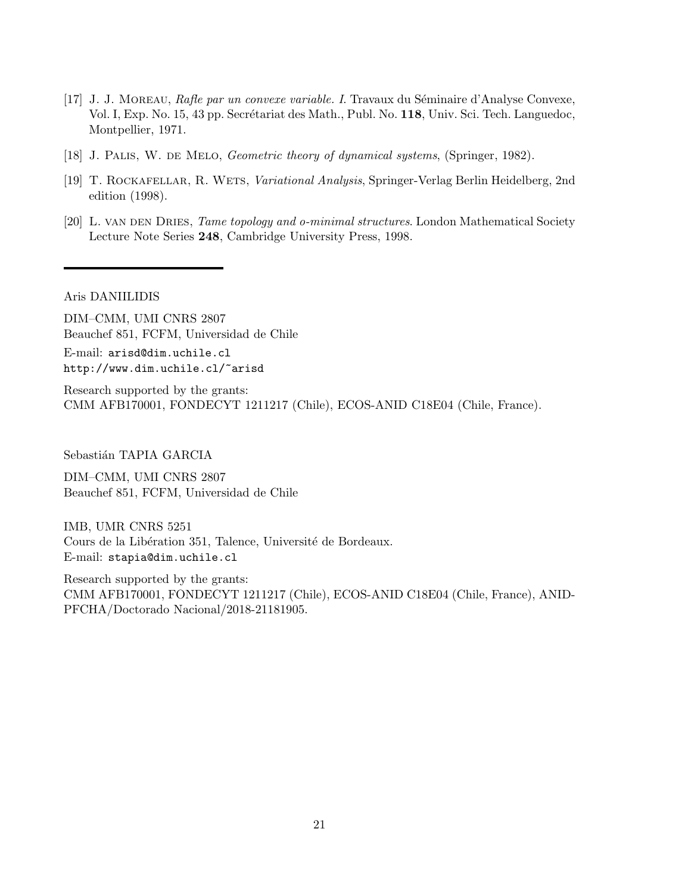[17] J. J. Moreau, *Rafle par un convexe variable. I.* Travaux du Séminaire d'Analyse Convexe, Vol. I, Exp. No. 15, 43 pp. Secrétariat des Math., Publ. No. **118**, Univ. Sci. Tech. Languedoc, Montpellier, 1971.

[18] J. Palis, W. de Melo, *Geometric theory of dynamical systems*, (Springer, 1982).

[19] T. Rockafellar, R. Wets, *Variational Analysis*, Springer-Verlag Berlin Heidelberg, 2nd edition (1998).

[20] L. van den Dries, *Tame topology and o-minimal structures*. London Mathematical Society Lecture Note Series **248**, Cambridge University Press, 1998.

---

Aris DANIILIDIS

DIM–CMM, UMI CNRS 2807
Beauchef 851, FCFM, Universidad de Chile

E-mail: `arisd@dim.uchile.cl`
`http://www.dim.uchile.cl/~arisd`

Research supported by the grants:
CMM AFB170001, FONDECYT 1211217 (Chile), ECOS-ANID C18E04 (Chile, France).

Sebastián TAPIA GARCIA

DIM–CMM, UMI CNRS 2807
Beauchef 851, FCFM, Universidad de Chile

IMB, UMR CNRS 5251
Cours de la Libération 351, Talence, Université de Bordeaux.
E-mail: `stapia@dim.uchile.cl`

Research supported by the grants:
CMM AFB170001, FONDECYT 1211217 (Chile), ECOS-ANID C18E04 (Chile, France), ANID-PFCHA/Doctorado Nacional/2018-21181905.